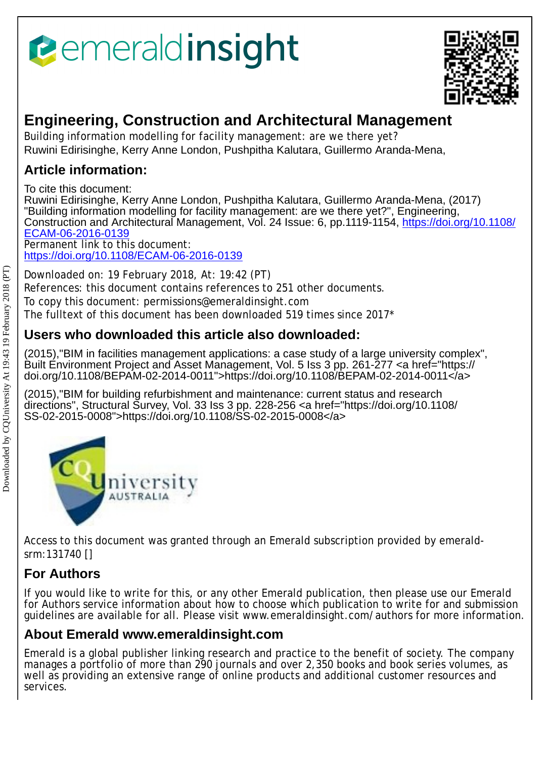# Engineering, Construction and Architectural Management

Building information modelling for facility management: are we there yet?

Ruwini Edirisinghe, Kerry Anne London, Pushpitha Kalutara, Guillermo Aranda-Mena,

## Article information:

To cite this document:

Ruwini Edirisinghe, Kerry Anne London, Pushpitha Kalutara, Guillermo Aranda-Mena, (2017) "Building information modelling for facility management: are we there yet?", Engineering, Construction and Architectural Management, Vol. 24 Issue: 6, pp.1119-1154, https://doi.org/10.1108/ECAM-06-2016-0139

Permanent link to this document:

https://doi.org/10.1108/ECAM-06-2016-0139

Downloaded on: 19 February 2018, At: 19:42 (PT)

References: this document contains references to 251 other documents.

To copy this document: permissions@emeraldinsight.com

The fulltext of this document has been downloaded 519 times since 2017*

## Users who downloaded this article also downloaded:

(2015),"BIM in facilities management applications: a case study of a large university complex", Built Environment Project and Asset Management, Vol. 5 Iss 3 pp. 261-277 <a href="https://doi.org/10.1108/BEPAM-02-2014-0011">https://doi.org/10.1108/BEPAM-02-2014-0011</a>

(2015),"BIM for building refurbishment and maintenance: current status and research directions", Structural Survey, Vol. 33 Iss 3 pp. 228-256 <a href="https://doi.org/10.1108/SS-02-2015-0008">https://doi.org/10.1108/SS-02-2015-0008</a>

Access to this document was granted through an Emerald subscription provided by emerald-srm:131740 []

## For Authors

If you would like to write for this, or any other Emerald publication, then please use our Emerald for Authors service information about how to choose which publication to write for and submission guidelines are available for all. Please visit www.emeraldinsight.com/authors for more information.

## About Emerald www.emeraldinsight.com

Emerald is a global publisher linking research and practice to the benefit of society. The company manages a portfolio of more than 290 journals and over 2,350 books and book series volumes, as well as providing an extensive range of online products and additional customer resources and services.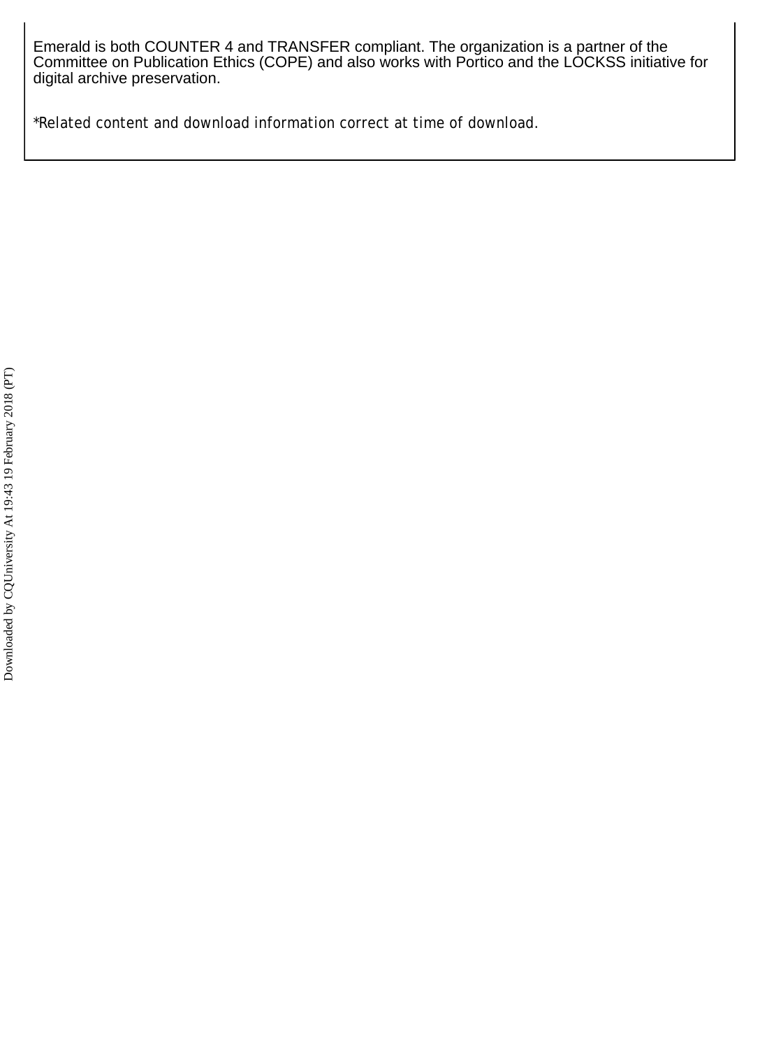Emerald is both COUNTER 4 and TRANSFER compliant. The organization is a partner of the Committee on Publication Ethics (COPE) and also works with Portico and the LOCKSS initiative for digital archive preservation.

*Related content and download information correct at time of download.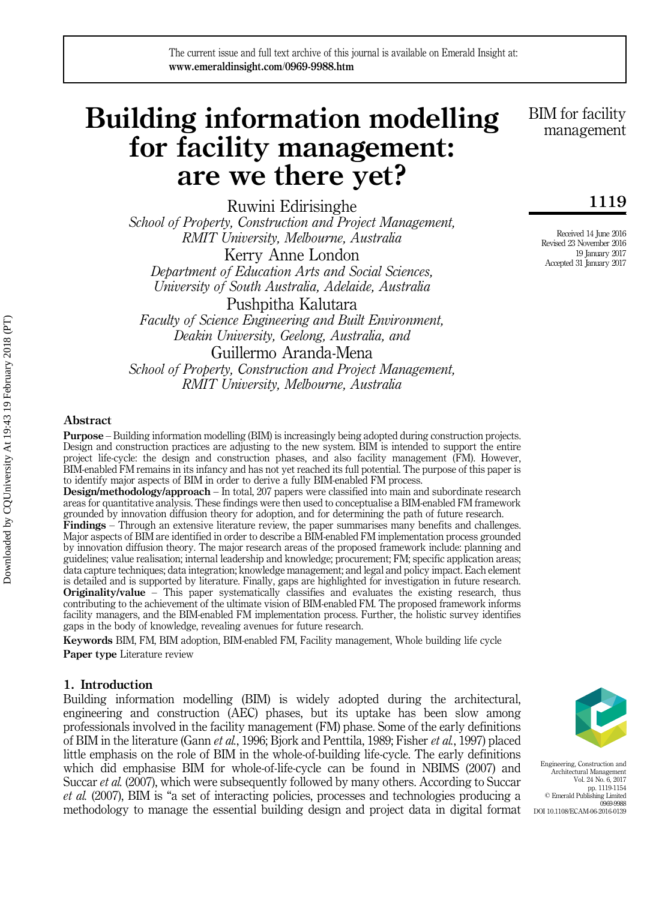# Building information modelling for facility management: are we there yet?

Ruwini Edirisinghe
*School of Property, Construction and Project Management, RMIT University, Melbourne, Australia*

Kerry Anne London
*Department of Education Arts and Social Sciences, University of South Australia, Adelaide, Australia*

Pushpitha Kalutara
*Faculty of Science Engineering and Built Environment, Deakin University, Geelong, Australia, and*

Guillermo Aranda-Mena
*School of Property, Construction and Project Management, RMIT University, Melbourne, Australia*

Received 14 June 2016
Revised 23 November 2016
19 January 2017
Accepted 31 January 2017

## Abstract

**Purpose** – Building information modelling (BIM) is increasingly being adopted during construction projects. Design and construction practices are adjusting to the new system. BIM is intended to support the entire project life-cycle: the design and construction phases, and also facility management (FM). However, BIM-enabled FM remains in its infancy and has not yet reached its full potential. The purpose of this paper is to identify major aspects of BIM in order to derive a fully BIM-enabled FM process.

**Design/methodology/approach** – In total, 207 papers were classified into main and subordinate research areas for quantitative analysis. These findings were then used to conceptualise a BIM-enabled FM framework grounded by innovation diffusion theory for adoption, and for determining the path of future research.

**Findings** – Through an extensive literature review, the paper summarises many benefits and challenges. Major aspects of BIM are identified in order to describe a BIM-enabled FM implementation process grounded by innovation diffusion theory. The major research areas of the proposed framework include: planning and guidelines; value realisation; internal leadership and knowledge; procurement; FM; specific application areas; data capture techniques; data integration; knowledge management; and legal and policy impact. Each element is detailed and is supported by literature. Finally, gaps are highlighted for investigation in future research.

**Originality/value** – This paper systematically classifies and evaluates the existing research, thus contributing to the achievement of the ultimate vision of BIM-enabled FM. The proposed framework informs facility managers, and the BIM-enabled FM implementation process. Further, the holistic survey identifies gaps in the body of knowledge, revealing avenues for future research.

**Keywords** BIM, FM, BIM adoption, BIM-enabled FM, Facility management, Whole building life cycle

**Paper type** Literature review

## 1. Introduction

Building information modelling (BIM) is widely adopted during the architectural, engineering and construction (AEC) phases, but its uptake has been slow among professionals involved in the facility management (FM) phase. Some of the early definitions of BIM in the literature (Gann *et al.*, 1996; Bjork and Penttila, 1989; Fisher *et al.*, 1997) placed little emphasis on the role of BIM in the whole-of-building life-cycle. The early definitions which did emphasise BIM for whole-of-life-cycle can be found in NBIMS (2007) and Succar *et al.* (2007), which were subsequently followed by many others. According to Succar *et al.* (2007), BIM is "a set of interacting policies, processes and technologies producing a methodology to manage the essential building design and project data in digital format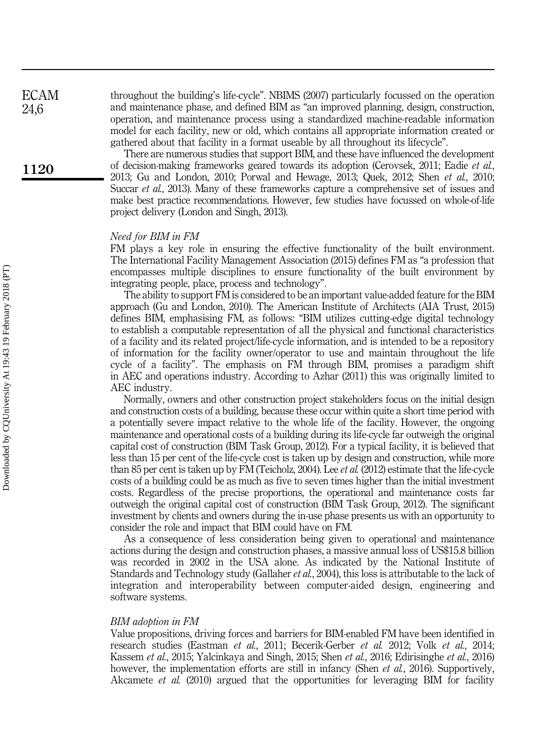throughout the building's life-cycle". NBIMS (2007) particularly focussed on the operation and maintenance phase, and defined BIM as "an improved planning, design, construction, operation, and maintenance process using a standardized machine-readable information model for each facility, new or old, which contains all appropriate information created or gathered about that facility in a format useable by all throughout its lifecycle".

There are numerous studies that support BIM, and these have influenced the development of decision-making frameworks geared towards its adoption (Cerovsek, 2011; Eadie *et al.*, 2013; Gu and London, 2010; Porwal and Hewage, 2013; Quek, 2012; Shen *et al.*, 2010; Succar *et al.*, 2013). Many of these frameworks capture a comprehensive set of issues and make best practice recommendations. However, few studies have focussed on whole-of-life project delivery (London and Singh, 2013).

### *Need for BIM in FM*

FM plays a key role in ensuring the effective functionality of the built environment. The International Facility Management Association (2015) defines FM as "a profession that encompasses multiple disciplines to ensure functionality of the built environment by integrating people, place, process and technology".

The ability to support FM is considered to be an important value-added feature for the BIM approach (Gu and London, 2010). The American Institute of Architects (AIA Trust, 2015) defines BIM, emphasising FM, as follows: "BIM utilizes cutting-edge digital technology to establish a computable representation of all the physical and functional characteristics of a facility and its related project/life-cycle information, and is intended to be a repository of information for the facility owner/operator to use and maintain throughout the life cycle of a facility". The emphasis on FM through BIM, promises a paradigm shift in AEC and operations industry. According to Azhar (2011) this was originally limited to AEC industry.

Normally, owners and other construction project stakeholders focus on the initial design and construction costs of a building, because these occur within quite a short time period with a potentially severe impact relative to the whole life of the facility. However, the ongoing maintenance and operational costs of a building during its life-cycle far outweigh the original capital cost of construction (BIM Task Group, 2012). For a typical facility, it is believed that less than 15 per cent of the life-cycle cost is taken up by design and construction, while more than 85 per cent is taken up by FM (Teicholz, 2004). Lee *et al.* (2012) estimate that the life-cycle costs of a building could be as much as five to seven times higher than the initial investment costs. Regardless of the precise proportions, the operational and maintenance costs far outweigh the original capital cost of construction (BIM Task Group, 2012). The significant investment by clients and owners during the in-use phase presents us with an opportunity to consider the role and impact that BIM could have on FM.

As a consequence of less consideration being given to operational and maintenance actions during the design and construction phases, a massive annual loss of US$15.8 billion was recorded in 2002 in the USA alone. As indicated by the National Institute of Standards and Technology study (Gallaher *et al.*, 2004), this loss is attributable to the lack of integration and interoperability between computer-aided design, engineering and software systems.

### *BIM adoption in FM*

Value propositions, driving forces and barriers for BIM-enabled FM have been identified in research studies (Eastman *et al.*, 2011; Becerik-Gerber *et al.* 2012; Volk *et al.*, 2014; Kassem *et al.*, 2015; Yalcinkaya and Singh, 2015; Shen *et al.*, 2016; Edirisinghe *et al.*, 2016) however, the implementation efforts are still in infancy (Shen *et al.*, 2016). Supportively, Akcamete *et al.* (2010) argued that the opportunities for leveraging BIM for facility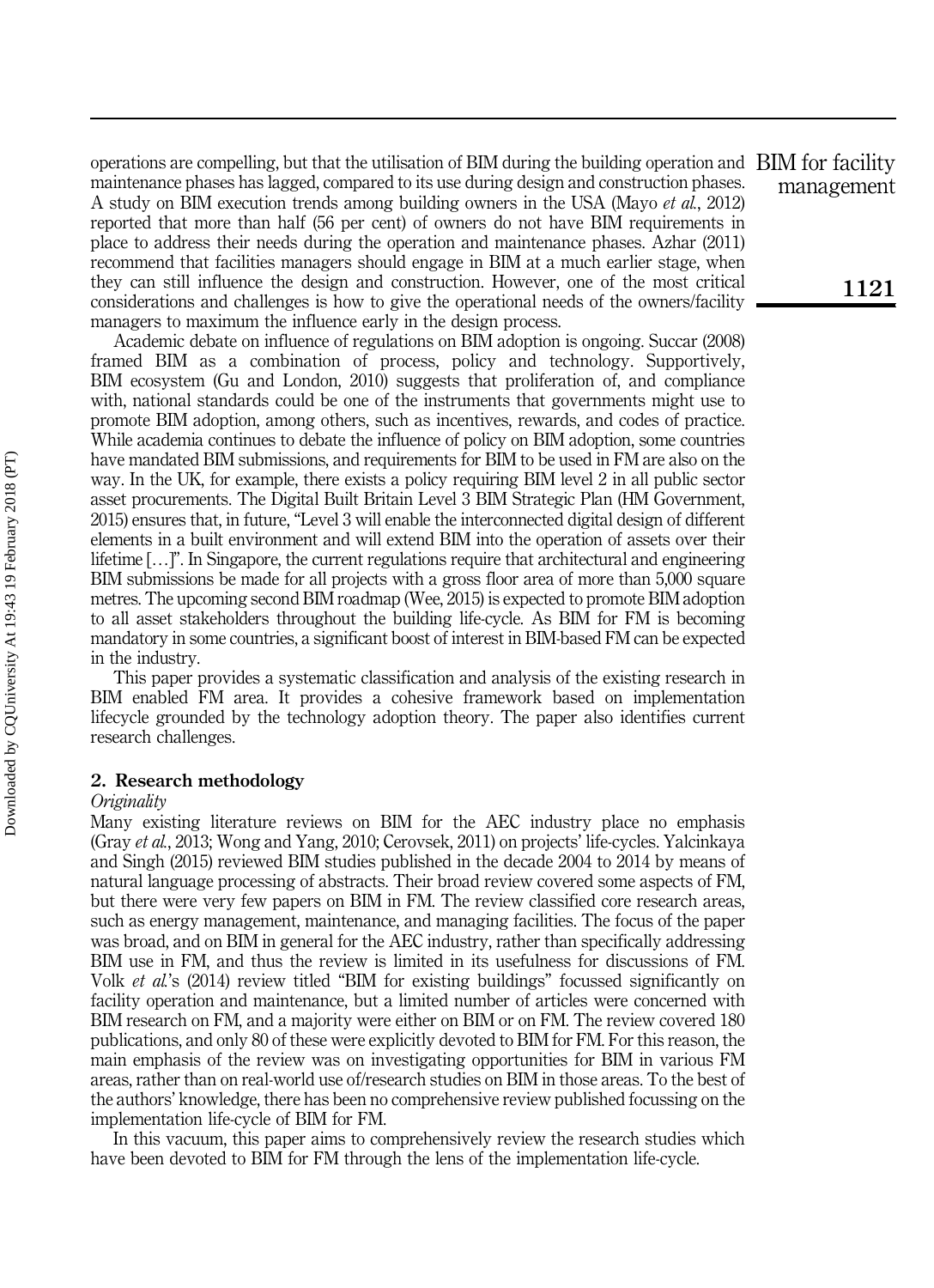operations are compelling, but that the utilisation of BIM during the building operation and maintenance phases has lagged, compared to its use during design and construction phases. A study on BIM execution trends among building owners in the USA (Mayo *et al.*, 2012) reported that more than half (56 per cent) of owners do not have BIM requirements in place to address their needs during the operation and maintenance phases. Azhar (2011) recommend that facilities managers should engage in BIM at a much earlier stage, when they can still influence the design and construction. However, one of the most critical considerations and challenges is how to give the operational needs of the owners/facility managers to maximum the influence early in the design process.

Academic debate on influence of regulations on BIM adoption is ongoing. Succar (2008) framed BIM as a combination of process, policy and technology. Supportively, BIM ecosystem (Gu and London, 2010) suggests that proliferation of, and compliance with, national standards could be one of the instruments that governments might use to promote BIM adoption, among others, such as incentives, rewards, and codes of practice. While academia continues to debate the influence of policy on BIM adoption, some countries have mandated BIM submissions, and requirements for BIM to be used in FM are also on the way. In the UK, for example, there exists a policy requiring BIM level 2 in all public sector asset procurements. The Digital Built Britain Level 3 BIM Strategic Plan (HM Government, 2015) ensures that, in future, "Level 3 will enable the interconnected digital design of different elements in a built environment and will extend BIM into the operation of assets over their lifetime […]". In Singapore, the current regulations require that architectural and engineering BIM submissions be made for all projects with a gross floor area of more than 5,000 square metres. The upcoming second BIM roadmap (Wee, 2015) is expected to promote BIM adoption to all asset stakeholders throughout the building life-cycle. As BIM for FM is becoming mandatory in some countries, a significant boost of interest in BIM-based FM can be expected in the industry.

This paper provides a systematic classification and analysis of the existing research in BIM enabled FM area. It provides a cohesive framework based on implementation lifecycle grounded by the technology adoption theory. The paper also identifies current research challenges.

## 2. Research methodology

*Originality*

Many existing literature reviews on BIM for the AEC industry place no emphasis (Gray *et al.*, 2013; Wong and Yang, 2010; Cerovsek, 2011) on projects' life-cycles. Yalcinkaya and Singh (2015) reviewed BIM studies published in the decade 2004 to 2014 by means of natural language processing of abstracts. Their broad review covered some aspects of FM, but there were very few papers on BIM in FM. The review classified core research areas, such as energy management, maintenance, and managing facilities. The focus of the paper was broad, and on BIM in general for the AEC industry, rather than specifically addressing BIM use in FM, and thus the review is limited in its usefulness for discussions of FM. Volk *et al.*'s (2014) review titled "BIM for existing buildings" focussed significantly on facility operation and maintenance, but a limited number of articles were concerned with BIM research on FM, and a majority were either on BIM or on FM. The review covered 180 publications, and only 80 of these were explicitly devoted to BIM for FM. For this reason, the main emphasis of the review was on investigating opportunities for BIM in various FM areas, rather than on real-world use of/research studies on BIM in those areas. To the best of the authors' knowledge, there has been no comprehensive review published focussing on the implementation life-cycle of BIM for FM.

In this vacuum, this paper aims to comprehensively review the research studies which have been devoted to BIM for FM through the lens of the implementation life-cycle.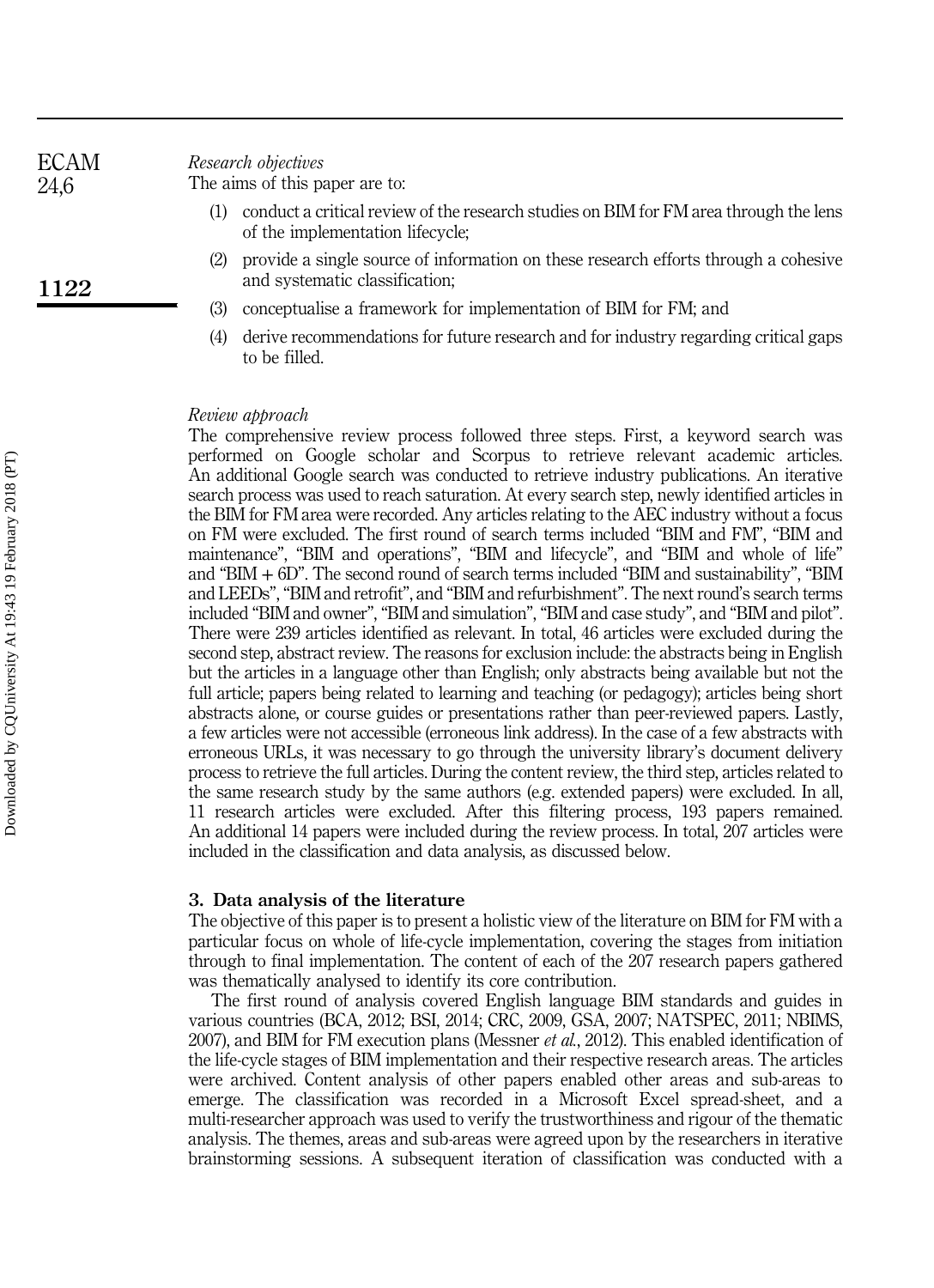*Research objectives*

The aims of this paper are to:

(1) conduct a critical review of the research studies on BIM for FM area through the lens of the implementation lifecycle;

(2) provide a single source of information on these research efforts through a cohesive and systematic classification;

(3) conceptualise a framework for implementation of BIM for FM; and

(4) derive recommendations for future research and for industry regarding critical gaps to be filled.

*Review approach*

The comprehensive review process followed three steps. First, a keyword search was performed on Google scholar and Scorpus to retrieve relevant academic articles. An additional Google search was conducted to retrieve industry publications. An iterative search process was used to reach saturation. At every search step, newly identified articles in the BIM for FM area were recorded. Any articles relating to the AEC industry without a focus on FM were excluded. The first round of search terms included "BIM and FM", "BIM and maintenance", "BIM and operations", "BIM and lifecycle", and "BIM and whole of life" and "BIM + 6D". The second round of search terms included "BIM and sustainability", "BIM and LEEDs", "BIM and retrofit", and "BIM and refurbishment". The next round's search terms included "BIM and owner", "BIM and simulation", "BIM and case study", and "BIM and pilot". There were 239 articles identified as relevant. In total, 46 articles were excluded during the second step, abstract review. The reasons for exclusion include: the abstracts being in English but the articles in a language other than English; only abstracts being available but not the full article; papers being related to learning and teaching (or pedagogy); articles being short abstracts alone, or course guides or presentations rather than peer-reviewed papers. Lastly, a few articles were not accessible (erroneous link address). In the case of a few abstracts with erroneous URLs, it was necessary to go through the university library's document delivery process to retrieve the full articles. During the content review, the third step, articles related to the same research study by the same authors (e.g. extended papers) were excluded. In all, 11 research articles were excluded. After this filtering process, 193 papers remained. An additional 14 papers were included during the review process. In total, 207 articles were included in the classification and data analysis, as discussed below.

## 3. Data analysis of the literature

The objective of this paper is to present a holistic view of the literature on BIM for FM with a particular focus on whole of life-cycle implementation, covering the stages from initiation through to final implementation. The content of each of the 207 research papers gathered was thematically analysed to identify its core contribution.

The first round of analysis covered English language BIM standards and guides in various countries (BCA, 2012; BSI, 2014; CRC, 2009, GSA, 2007; NATSPEC, 2011; NBIMS, 2007), and BIM for FM execution plans (Messner *et al.*, 2012). This enabled identification of the life-cycle stages of BIM implementation and their respective research areas. The articles were archived. Content analysis of other papers enabled other areas and sub-areas to emerge. The classification was recorded in a Microsoft Excel spread-sheet, and a multi-researcher approach was used to verify the trustworthiness and rigour of the thematic analysis. The themes, areas and sub-areas were agreed upon by the researchers in iterative brainstorming sessions. A subsequent iteration of classification was conducted with a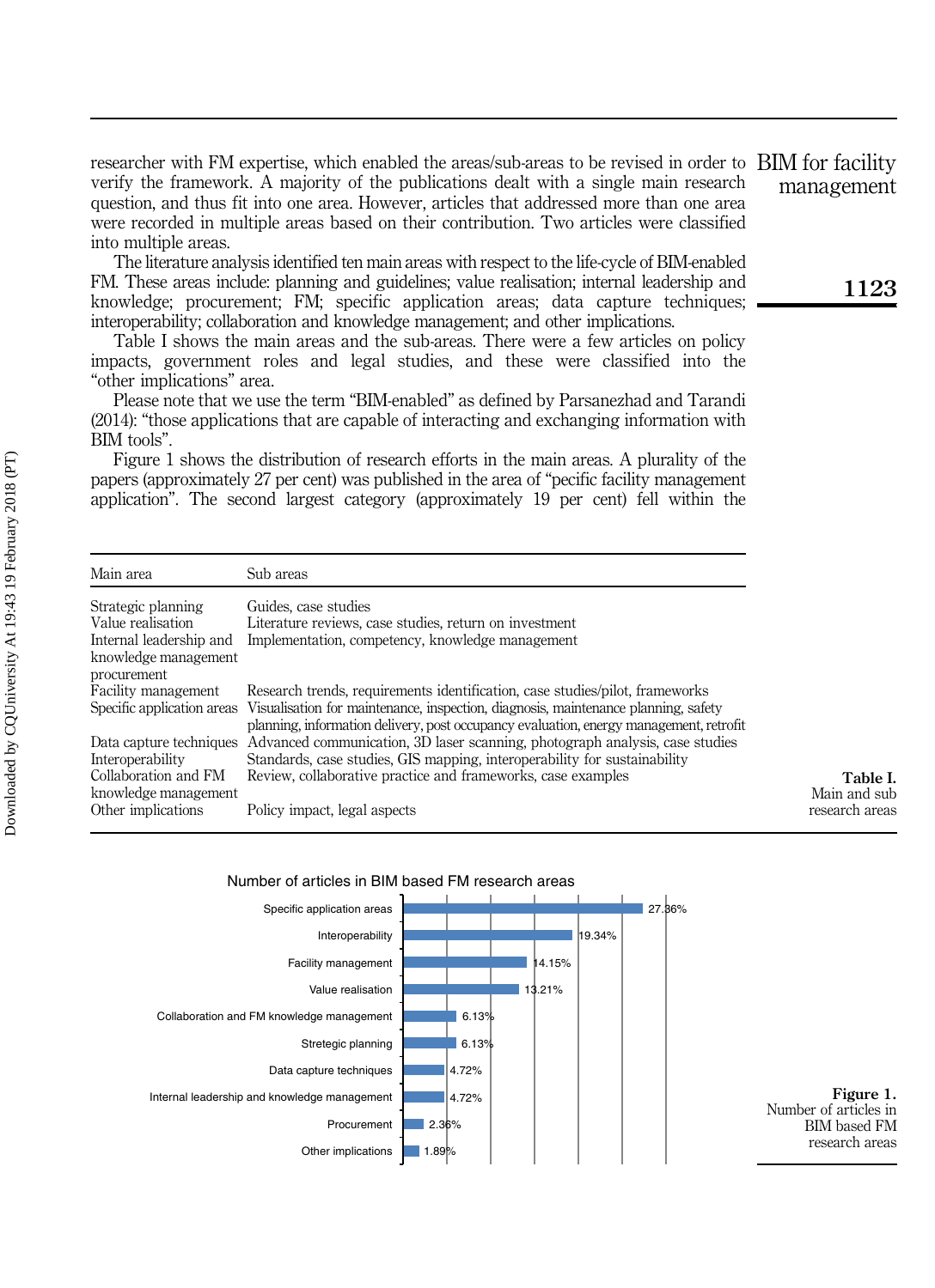researcher with FM expertise, which enabled the areas/sub-areas to be revised in order to verify the framework. A majority of the publications dealt with a single main research question, and thus fit into one area. However, articles that addressed more than one area were recorded in multiple areas based on their contribution. Two articles were classified into multiple areas.

The literature analysis identified ten main areas with respect to the life-cycle of BIM-enabled FM. These areas include: planning and guidelines; value realisation; internal leadership and knowledge; procurement; FM; specific application areas; data capture techniques; interoperability; collaboration and knowledge management; and other implications.

Table I shows the main areas and the sub-areas. There were a few articles on policy impacts, government roles and legal studies, and these were classified into the "other implications" area.

Please note that we use the term "BIM-enabled" as defined by Parsanezhad and Tarandi (2014): "those applications that are capable of interacting and exchanging information with BIM tools".

Figure 1 shows the distribution of research efforts in the main areas. A plurality of the papers (approximately 27 per cent) was published in the area of "pecific facility management application". The second largest category (approximately 19 per cent) fell within the

| Main area | Sub areas |
|---|---|
| Strategic planning | Guides, case studies |
| Value realisation | Literature reviews, case studies, return on investment |
| Internal leadership and knowledge management | Implementation, competency, knowledge management |
| procurement | |
| Facility management | Research trends, requirements identification, case studies/pilot, frameworks |
| Specific application areas | Visualisation for maintenance, inspection, diagnosis, maintenance planning, safety planning, information delivery, post occupancy evaluation, energy management, retrofit |
| Data capture techniques | Advanced communication, 3D laser scanning, photograph analysis, case studies |
| Interoperability | Standards, case studies, GIS mapping, interoperability for sustainability |
| Collaboration and FM knowledge management | Review, collaborative practice and frameworks, case examples |
| Other implications | Policy impact, legal aspects |

**Table I.** Main and sub research areas

Number of articles in BIM based FM research areas

| Area | Percentage |
|---|---|
| Specific application areas | 27.36% |
| Interoperability | 19.34% |
| Facility management | 14.15% |
| Value realisation | 13.21% |
| Collaboration and FM knowledge management | 6.13% |
| Stretegic planning | 6.13% |
| Data capture techniques | 4.72% |
| Internal leadership and knowledge management | 4.72% |
| Procurement | 2.36% |
| Other implications | 1.89% |

**Figure 1.** Number of articles in BIM based FM research areas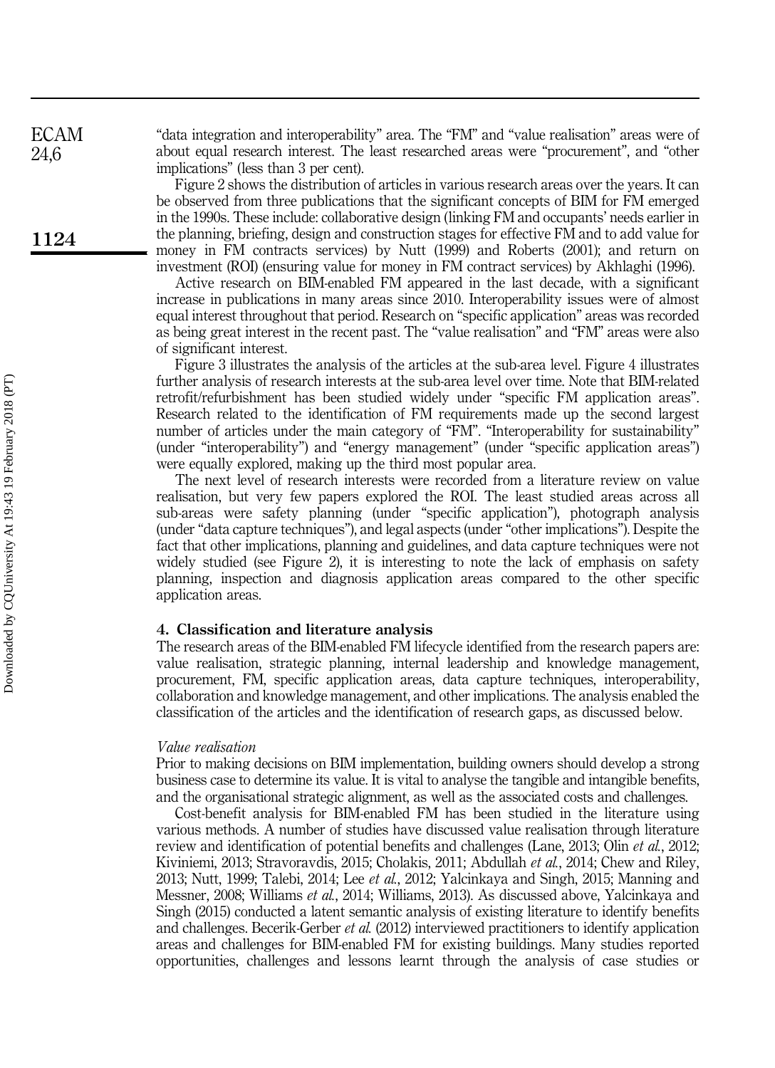"data integration and interoperability" area. The "FM" and "value realisation" areas were of about equal research interest. The least researched areas were "procurement", and "other implications" (less than 3 per cent).

Figure 2 shows the distribution of articles in various research areas over the years. It can be observed from three publications that the significant concepts of BIM for FM emerged in the 1990s. These include: collaborative design (linking FM and occupants' needs earlier in the planning, briefing, design and construction stages for effective FM and to add value for money in FM contracts services) by Nutt (1999) and Roberts (2001); and return on investment (ROI) (ensuring value for money in FM contract services) by Akhlaghi (1996).

Active research on BIM-enabled FM appeared in the last decade, with a significant increase in publications in many areas since 2010. Interoperability issues were of almost equal interest throughout that period. Research on "specific application" areas was recorded as being great interest in the recent past. The "value realisation" and "FM" areas were also of significant interest.

Figure 3 illustrates the analysis of the articles at the sub-area level. Figure 4 illustrates further analysis of research interests at the sub-area level over time. Note that BIM-related retrofit/refurbishment has been studied widely under "specific FM application areas". Research related to the identification of FM requirements made up the second largest number of articles under the main category of "FM". "Interoperability for sustainability" (under "interoperability") and "energy management" (under "specific application areas") were equally explored, making up the third most popular area.

The next level of research interests were recorded from a literature review on value realisation, but very few papers explored the ROI. The least studied areas across all sub-areas were safety planning (under "specific application"), photograph analysis (under "data capture techniques"), and legal aspects (under "other implications"). Despite the fact that other implications, planning and guidelines, and data capture techniques were not widely studied (see Figure 2), it is interesting to note the lack of emphasis on safety planning, inspection and diagnosis application areas compared to the other specific application areas.

## 4. Classification and literature analysis

The research areas of the BIM-enabled FM lifecycle identified from the research papers are: value realisation, strategic planning, internal leadership and knowledge management, procurement, FM, specific application areas, data capture techniques, interoperability, collaboration and knowledge management, and other implications. The analysis enabled the classification of the articles and the identification of research gaps, as discussed below.

### *Value realisation*

Prior to making decisions on BIM implementation, building owners should develop a strong business case to determine its value. It is vital to analyse the tangible and intangible benefits, and the organisational strategic alignment, as well as the associated costs and challenges.

Cost-benefit analysis for BIM-enabled FM has been studied in the literature using various methods. A number of studies have discussed value realisation through literature review and identification of potential benefits and challenges (Lane, 2013; Olin *et al.*, 2012; Kiviniemi, 2013; Stravoravdis, 2015; Cholakis, 2011; Abdullah *et al.*, 2014; Chew and Riley, 2013; Nutt, 1999; Talebi, 2014; Lee *et al.*, 2012; Yalcinkaya and Singh, 2015; Manning and Messner, 2008; Williams *et al.*, 2014; Williams, 2013). As discussed above, Yalcinkaya and Singh (2015) conducted a latent semantic analysis of existing literature to identify benefits and challenges. Becerik-Gerber *et al.* (2012) interviewed practitioners to identify application areas and challenges for BIM-enabled FM for existing buildings. Many studies reported opportunities, challenges and lessons learnt through the analysis of case studies or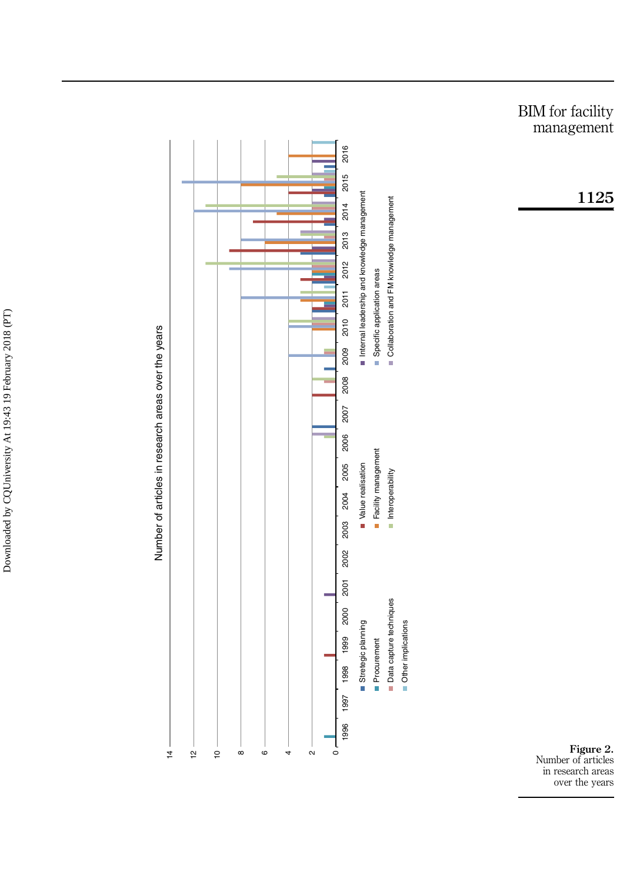Number of articles in research areas over the years

**Figure 2.** Number of articles in research areas over the years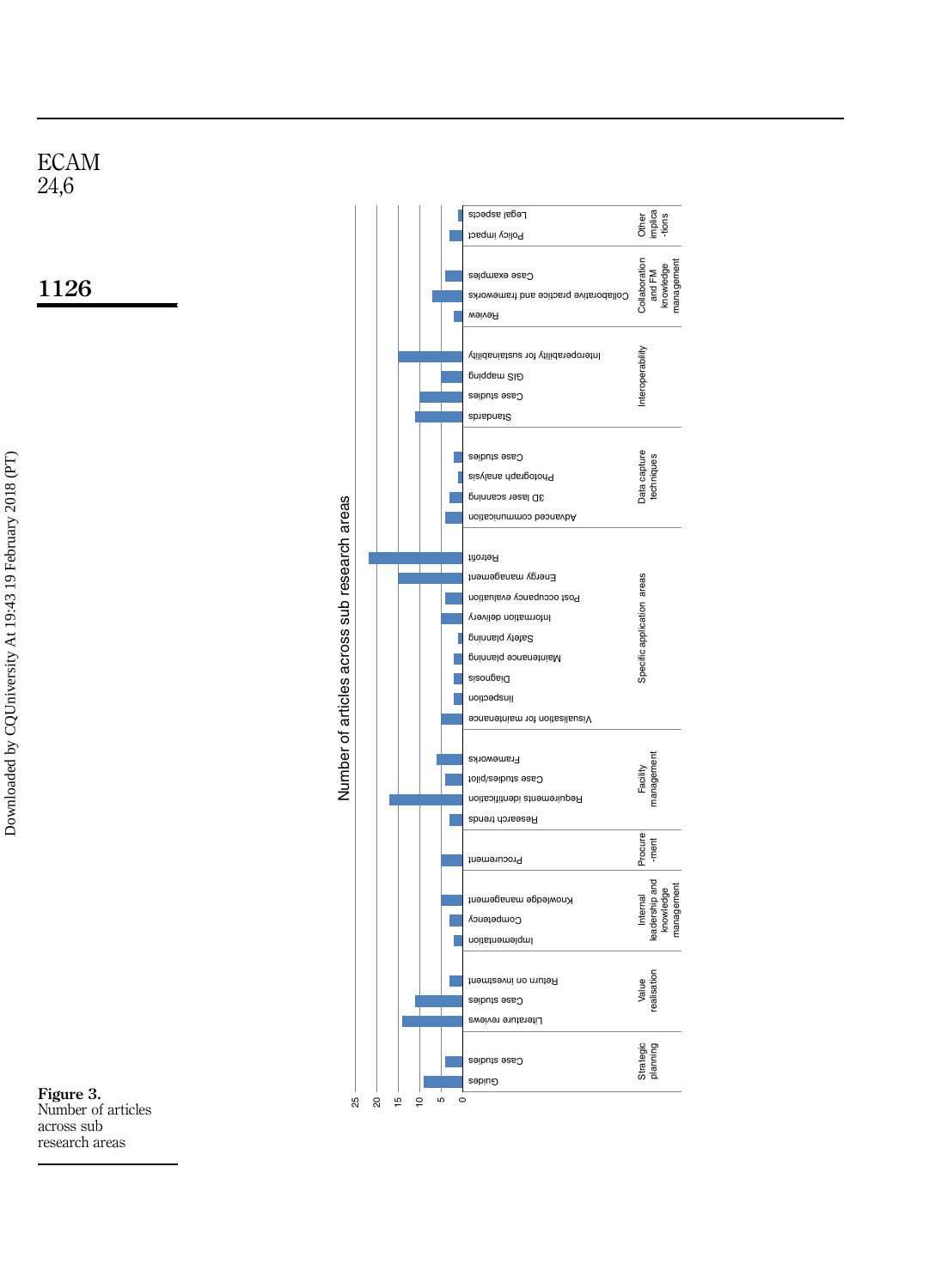Figure 3. Number of articles across sub research areas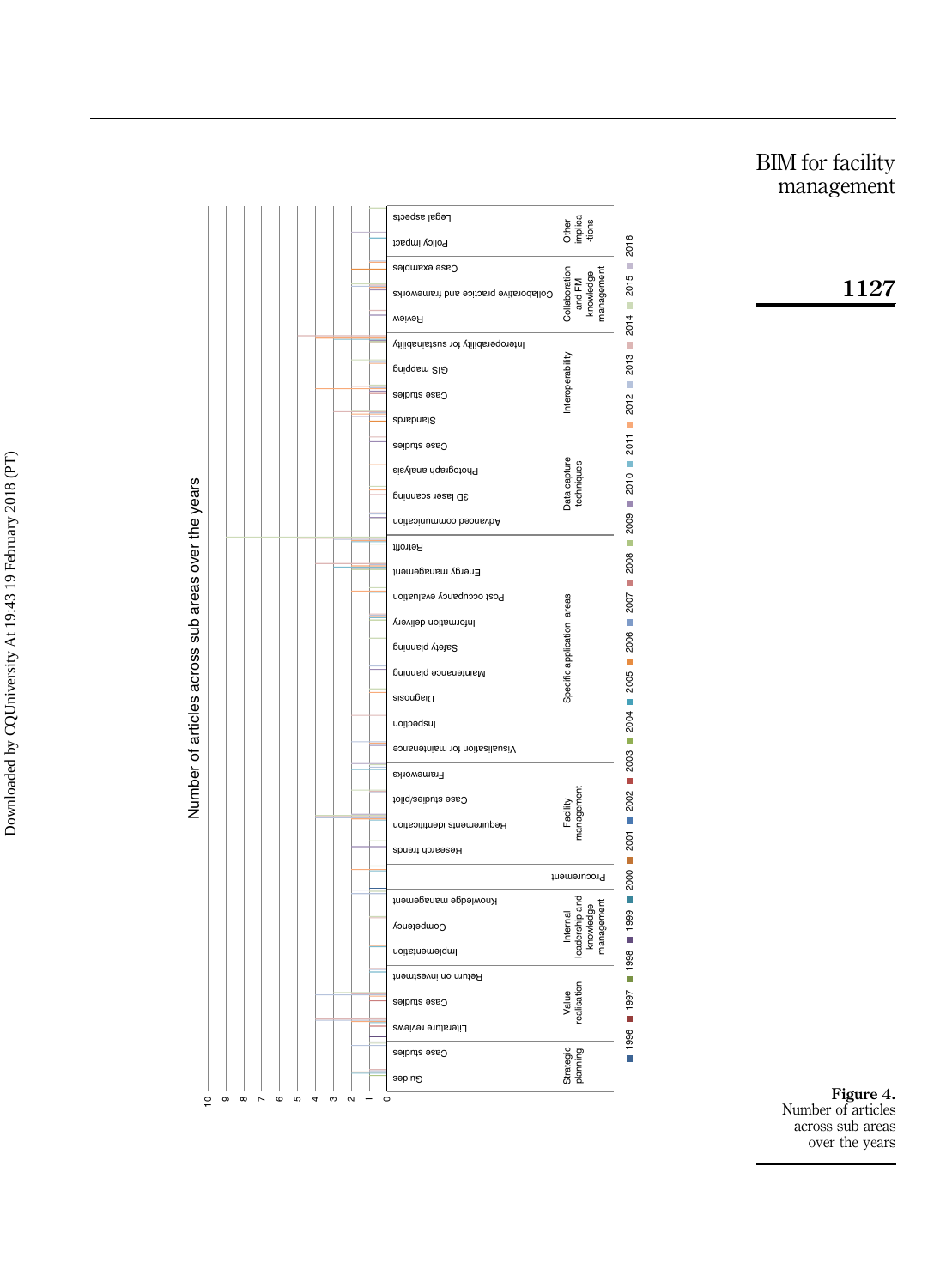Number of articles across sub areas over the years

| | |
|---|---|
| Strategic planning | Guides; Case studies |
| Value realisation | Literature reviews; Case studies; Return on investment |
| Internal leadership and knowledge management | Implementation; Competency; Knowledge management |
| Procurement | |
| Facility management | Research trends; Requirements identification; Case studies/pilot; Frameworks |
| Specific application areas | Visualisation for maintenance; Inspection; Diagnosis; Maintenance planning; Safety planning; Information delivery; Post occupancy evaluation; Energy management; Retrofit |
| Data capture techniques | Advanced communication; 3D laser scanning; Photograph analysis; Case studies |
| Interoperability | Standards; Case studies; GIS mapping; Interoperability for sustainability |
| Collaboration and FM knowledge management | Review; Collaborative practice and frameworks; Case examples |
| Other implica-tions | Policy impact; Legal aspects |

Legend: 1996, 1997, 1998, 1999, 2000, 2001, 2002, 2003, 2004, 2005, 2006, 2007, 2008, 2009, 2010, 2011, 2012, 2013, 2014, 2015, 2016

Axis: 0, 1, 2, 3, 4, 5, 6, 7, 8, 9, 10

**Figure 4.** Number of articles across sub areas over the years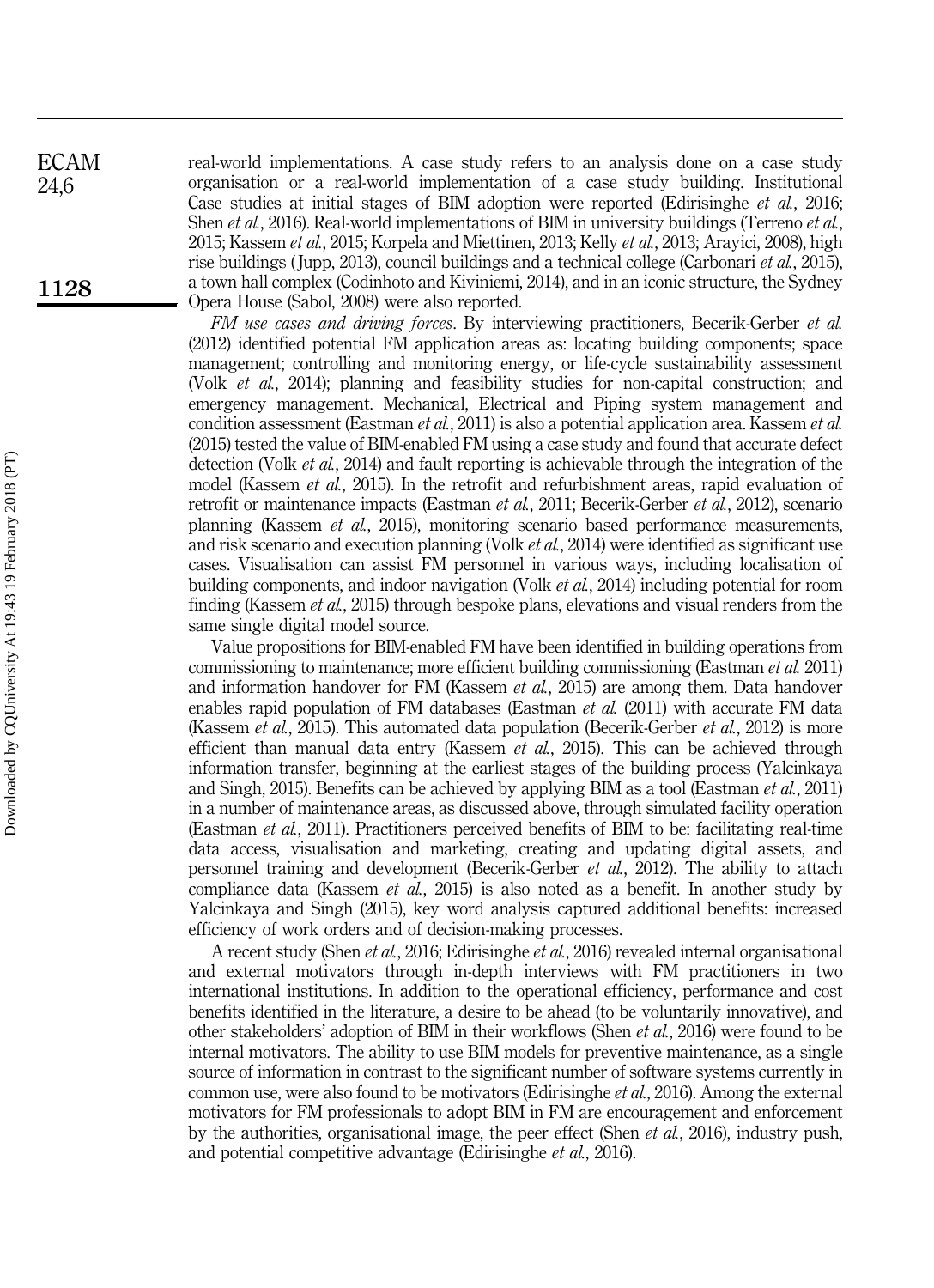real-world implementations. A case study refers to an analysis done on a case study organisation or a real-world implementation of a case study building. Institutional Case studies at initial stages of BIM adoption were reported (Edirisinghe *et al.*, 2016; Shen *et al.*, 2016). Real-world implementations of BIM in university buildings (Terreno *et al.*, 2015; Kassem *et al.*, 2015; Korpela and Miettinen, 2013; Kelly *et al.*, 2013; Arayici, 2008), high rise buildings (Jupp, 2013), council buildings and a technical college (Carbonari *et al.*, 2015), a town hall complex (Codinhoto and Kiviniemi, 2014), and in an iconic structure, the Sydney Opera House (Sabol, 2008) were also reported.

*FM use cases and driving forces*. By interviewing practitioners, Becerik-Gerber *et al.* (2012) identified potential FM application areas as: locating building components; space management; controlling and monitoring energy, or life-cycle sustainability assessment (Volk *et al.*, 2014); planning and feasibility studies for non-capital construction; and emergency management. Mechanical, Electrical and Piping system management and condition assessment (Eastman *et al.*, 2011) is also a potential application area. Kassem *et al.* (2015) tested the value of BIM-enabled FM using a case study and found that accurate defect detection (Volk *et al.*, 2014) and fault reporting is achievable through the integration of the model (Kassem *et al.*, 2015). In the retrofit and refurbishment areas, rapid evaluation of retrofit or maintenance impacts (Eastman *et al.*, 2011; Becerik-Gerber *et al.*, 2012), scenario planning (Kassem *et al.*, 2015), monitoring scenario based performance measurements, and risk scenario and execution planning (Volk *et al.*, 2014) were identified as significant use cases. Visualisation can assist FM personnel in various ways, including localisation of building components, and indoor navigation (Volk *et al.*, 2014) including potential for room finding (Kassem *et al.*, 2015) through bespoke plans, elevations and visual renders from the same single digital model source.

Value propositions for BIM-enabled FM have been identified in building operations from commissioning to maintenance; more efficient building commissioning (Eastman *et al.* 2011) and information handover for FM (Kassem *et al.*, 2015) are among them. Data handover enables rapid population of FM databases (Eastman *et al.* (2011) with accurate FM data (Kassem *et al.*, 2015). This automated data population (Becerik-Gerber *et al.*, 2012) is more efficient than manual data entry (Kassem *et al.*, 2015). This can be achieved through information transfer, beginning at the earliest stages of the building process (Yalcinkaya and Singh, 2015). Benefits can be achieved by applying BIM as a tool (Eastman *et al.*, 2011) in a number of maintenance areas, as discussed above, through simulated facility operation (Eastman *et al.*, 2011). Practitioners perceived benefits of BIM to be: facilitating real-time data access, visualisation and marketing, creating and updating digital assets, and personnel training and development (Becerik-Gerber *et al.*, 2012). The ability to attach compliance data (Kassem *et al.*, 2015) is also noted as a benefit. In another study by Yalcinkaya and Singh (2015), key word analysis captured additional benefits: increased efficiency of work orders and of decision-making processes.

A recent study (Shen *et al.*, 2016; Edirisinghe *et al.*, 2016) revealed internal organisational and external motivators through in-depth interviews with FM practitioners in two international institutions. In addition to the operational efficiency, performance and cost benefits identified in the literature, a desire to be ahead (to be voluntarily innovative), and other stakeholders' adoption of BIM in their workflows (Shen *et al.*, 2016) were found to be internal motivators. The ability to use BIM models for preventive maintenance, as a single source of information in contrast to the significant number of software systems currently in common use, were also found to be motivators (Edirisinghe *et al.*, 2016). Among the external motivators for FM professionals to adopt BIM in FM are encouragement and enforcement by the authorities, organisational image, the peer effect (Shen *et al.*, 2016), industry push, and potential competitive advantage (Edirisinghe *et al.*, 2016).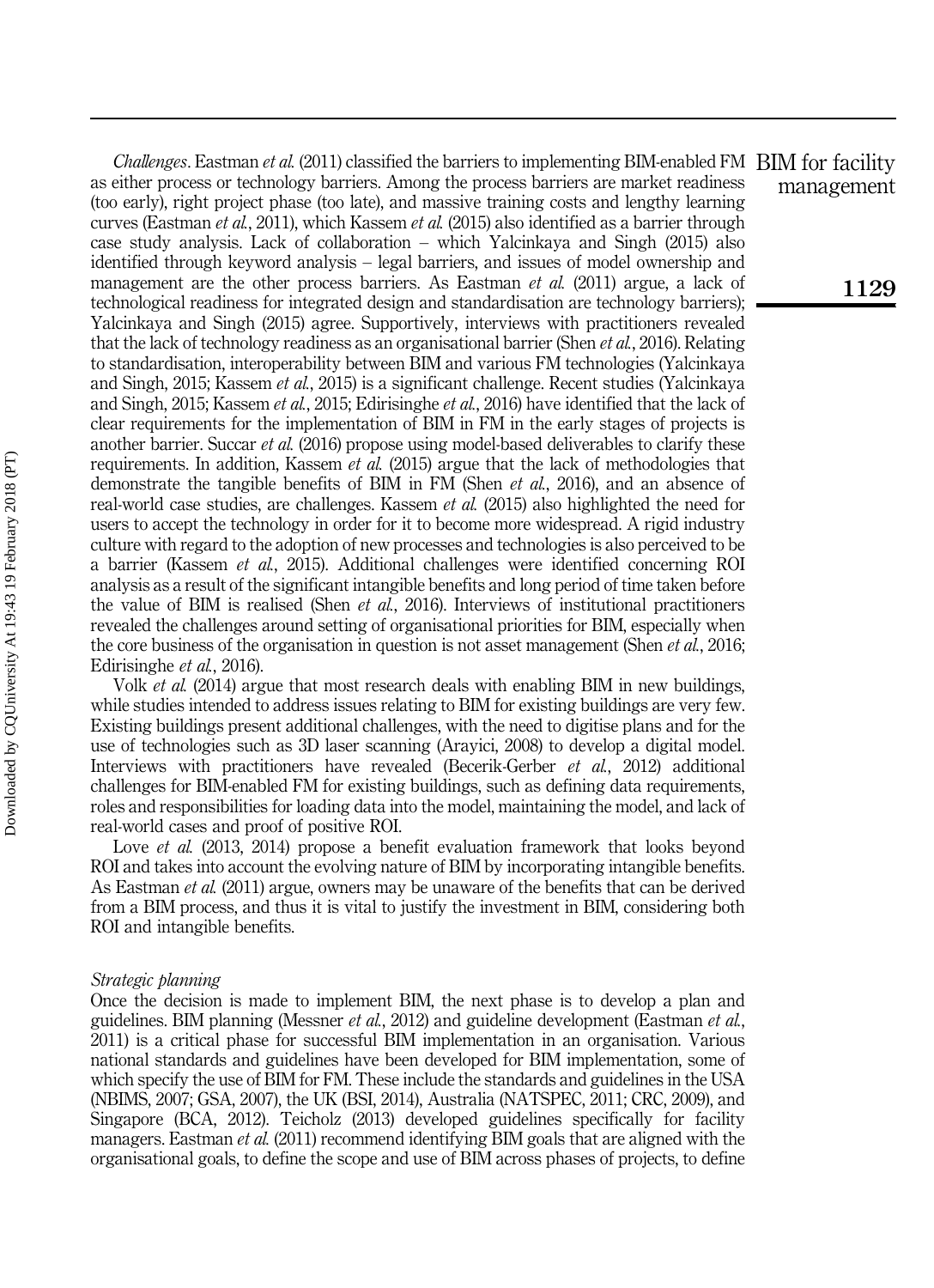*Challenges*. Eastman *et al.* (2011) classified the barriers to implementing BIM-enabled FM as either process or technology barriers. Among the process barriers are market readiness (too early), right project phase (too late), and massive training costs and lengthy learning curves (Eastman *et al.*, 2011), which Kassem *et al.* (2015) also identified as a barrier through case study analysis. Lack of collaboration – which Yalcinkaya and Singh (2015) also identified through keyword analysis – legal barriers, and issues of model ownership and management are the other process barriers. As Eastman *et al.* (2011) argue, a lack of technological readiness for integrated design and standardisation are technology barriers); Yalcinkaya and Singh (2015) agree. Supportively, interviews with practitioners revealed that the lack of technology readiness as an organisational barrier (Shen *et al.*, 2016). Relating to standardisation, interoperability between BIM and various FM technologies (Yalcinkaya and Singh, 2015; Kassem *et al.*, 2015) is a significant challenge. Recent studies (Yalcinkaya and Singh, 2015; Kassem *et al.*, 2015; Edirisinghe *et al.*, 2016) have identified that the lack of clear requirements for the implementation of BIM in FM in the early stages of projects is another barrier. Succar *et al.* (2016) propose using model-based deliverables to clarify these requirements. In addition, Kassem *et al.* (2015) argue that the lack of methodologies that demonstrate the tangible benefits of BIM in FM (Shen *et al.*, 2016), and an absence of real-world case studies, are challenges. Kassem *et al.* (2015) also highlighted the need for users to accept the technology in order for it to become more widespread. A rigid industry culture with regard to the adoption of new processes and technologies is also perceived to be a barrier (Kassem *et al.*, 2015). Additional challenges were identified concerning ROI analysis as a result of the significant intangible benefits and long period of time taken before the value of BIM is realised (Shen *et al.*, 2016). Interviews of institutional practitioners revealed the challenges around setting of organisational priorities for BIM, especially when the core business of the organisation in question is not asset management (Shen *et al.*, 2016; Edirisinghe *et al.*, 2016).

Volk *et al.* (2014) argue that most research deals with enabling BIM in new buildings, while studies intended to address issues relating to BIM for existing buildings are very few. Existing buildings present additional challenges, with the need to digitise plans and for the use of technologies such as 3D laser scanning (Arayici, 2008) to develop a digital model. Interviews with practitioners have revealed (Becerik-Gerber *et al.*, 2012) additional challenges for BIM-enabled FM for existing buildings, such as defining data requirements, roles and responsibilities for loading data into the model, maintaining the model, and lack of real-world cases and proof of positive ROI.

Love *et al.* (2013, 2014) propose a benefit evaluation framework that looks beyond ROI and takes into account the evolving nature of BIM by incorporating intangible benefits. As Eastman *et al.* (2011) argue, owners may be unaware of the benefits that can be derived from a BIM process, and thus it is vital to justify the investment in BIM, considering both ROI and intangible benefits.

### *Strategic planning*

Once the decision is made to implement BIM, the next phase is to develop a plan and guidelines. BIM planning (Messner *et al.*, 2012) and guideline development (Eastman *et al.*, 2011) is a critical phase for successful BIM implementation in an organisation. Various national standards and guidelines have been developed for BIM implementation, some of which specify the use of BIM for FM. These include the standards and guidelines in the USA (NBIMS, 2007; GSA, 2007), the UK (BSI, 2014), Australia (NATSPEC, 2011; CRC, 2009), and Singapore (BCA, 2012). Teicholz (2013) developed guidelines specifically for facility managers. Eastman *et al.* (2011) recommend identifying BIM goals that are aligned with the organisational goals, to define the scope and use of BIM across phases of projects, to define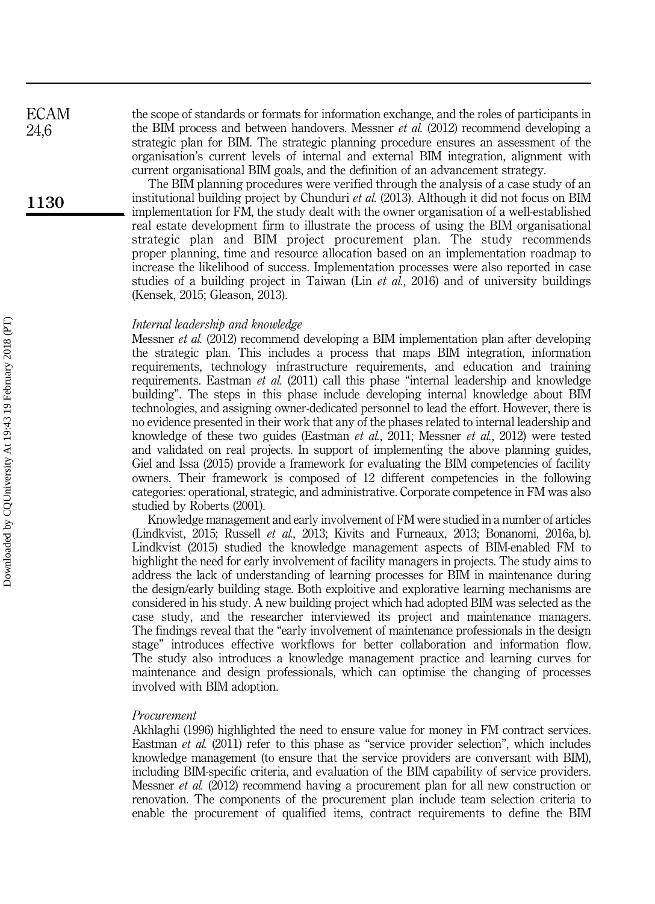the scope of standards or formats for information exchange, and the roles of participants in the BIM process and between handovers. Messner *et al.* (2012) recommend developing a strategic plan for BIM. The strategic planning procedure ensures an assessment of the organisation's current levels of internal and external BIM integration, alignment with current organisational BIM goals, and the definition of an advancement strategy.

The BIM planning procedures were verified through the analysis of a case study of an institutional building project by Chunduri *et al.* (2013). Although it did not focus on BIM implementation for FM, the study dealt with the owner organisation of a well-established real estate development firm to illustrate the process of using the BIM organisational strategic plan and BIM project procurement plan. The study recommends proper planning, time and resource allocation based on an implementation roadmap to increase the likelihood of success. Implementation processes were also reported in case studies of a building project in Taiwan (Lin *et al.*, 2016) and of university buildings (Kensek, 2015; Gleason, 2013).

*Internal leadership and knowledge*

Messner *et al.* (2012) recommend developing a BIM implementation plan after developing the strategic plan. This includes a process that maps BIM integration, information requirements, technology infrastructure requirements, and education and training requirements. Eastman *et al.* (2011) call this phase "internal leadership and knowledge building". The steps in this phase include developing internal knowledge about BIM technologies, and assigning owner-dedicated personnel to lead the effort. However, there is no evidence presented in their work that any of the phases related to internal leadership and knowledge of these two guides (Eastman *et al.*, 2011; Messner *et al.*, 2012) were tested and validated on real projects. In support of implementing the above planning guides, Giel and Issa (2015) provide a framework for evaluating the BIM competencies of facility owners. Their framework is composed of 12 different competencies in the following categories: operational, strategic, and administrative. Corporate competence in FM was also studied by Roberts (2001).

Knowledge management and early involvement of FM were studied in a number of articles (Lindkvist, 2015; Russell *et al.*, 2013; Kivits and Furneaux, 2013; Bonanomi, 2016a, b). Lindkvist (2015) studied the knowledge management aspects of BIM-enabled FM to highlight the need for early involvement of facility managers in projects. The study aims to address the lack of understanding of learning processes for BIM in maintenance during the design/early building stage. Both exploitive and explorative learning mechanisms are considered in his study. A new building project which had adopted BIM was selected as the case study, and the researcher interviewed its project and maintenance managers. The findings reveal that the "early involvement of maintenance professionals in the design stage" introduces effective workflows for better collaboration and information flow. The study also introduces a knowledge management practice and learning curves for maintenance and design professionals, which can optimise the changing of processes involved with BIM adoption.

*Procurement*

Akhlaghi (1996) highlighted the need to ensure value for money in FM contract services. Eastman *et al.* (2011) refer to this phase as "service provider selection", which includes knowledge management (to ensure that the service providers are conversant with BIM), including BIM-specific criteria, and evaluation of the BIM capability of service providers. Messner *et al.* (2012) recommend having a procurement plan for all new construction or renovation. The components of the procurement plan include team selection criteria to enable the procurement of qualified items, contract requirements to define the BIM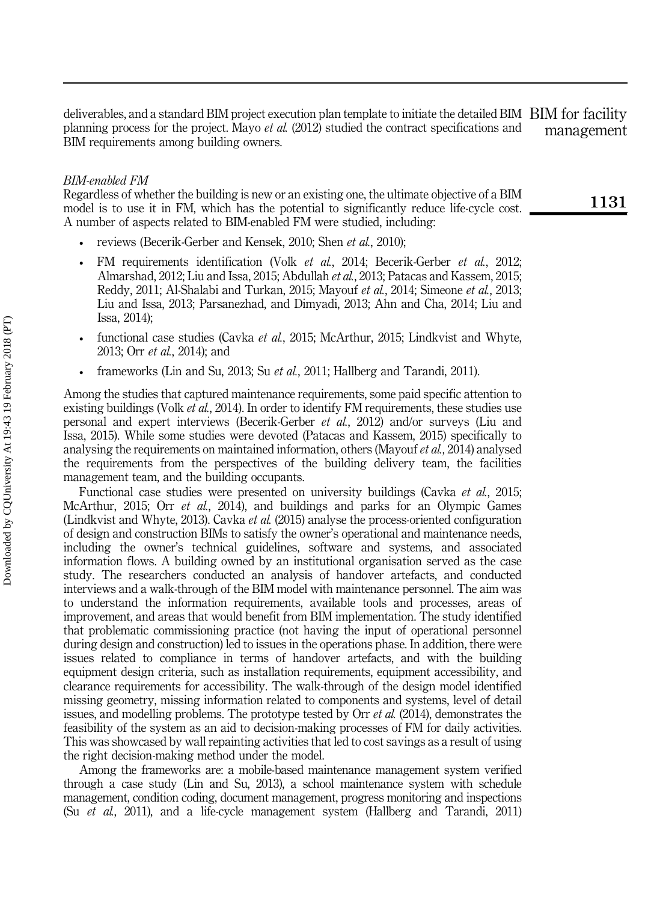deliverables, and a standard BIM project execution plan template to initiate the detailed BIM planning process for the project. Mayo *et al.* (2012) studied the contract specifications and BIM requirements among building owners.

*BIM-enabled FM*

Regardless of whether the building is new or an existing one, the ultimate objective of a BIM model is to use it in FM, which has the potential to significantly reduce life-cycle cost. A number of aspects related to BIM-enabled FM were studied, including:

- reviews (Becerik-Gerber and Kensek, 2010; Shen *et al.*, 2010);
- FM requirements identification (Volk *et al.*, 2014; Becerik-Gerber *et al.*, 2012; Almarshad, 2012; Liu and Issa, 2015; Abdullah *et al.*, 2013; Patacas and Kassem, 2015; Reddy, 2011; Al-Shalabi and Turkan, 2015; Mayouf *et al.*, 2014; Simeone *et al.*, 2013; Liu and Issa, 2013; Parsanezhad, and Dimyadi, 2013; Ahn and Cha, 2014; Liu and Issa, 2014);
- functional case studies (Cavka *et al.*, 2015; McArthur, 2015; Lindkvist and Whyte, 2013; Orr *et al.*, 2014); and
- frameworks (Lin and Su, 2013; Su *et al.*, 2011; Hallberg and Tarandi, 2011).

Among the studies that captured maintenance requirements, some paid specific attention to existing buildings (Volk *et al.*, 2014). In order to identify FM requirements, these studies use personal and expert interviews (Becerik-Gerber *et al.*, 2012) and/or surveys (Liu and Issa, 2015). While some studies were devoted (Patacas and Kassem, 2015) specifically to analysing the requirements on maintained information, others (Mayouf *et al.*, 2014) analysed the requirements from the perspectives of the building delivery team, the facilities management team, and the building occupants.

Functional case studies were presented on university buildings (Cavka *et al.*, 2015; McArthur, 2015; Orr *et al.*, 2014), and buildings and parks for an Olympic Games (Lindkvist and Whyte, 2013). Cavka *et al.* (2015) analyse the process-oriented configuration of design and construction BIMs to satisfy the owner's operational and maintenance needs, including the owner's technical guidelines, software and systems, and associated information flows. A building owned by an institutional organisation served as the case study. The researchers conducted an analysis of handover artefacts, and conducted interviews and a walk-through of the BIM model with maintenance personnel. The aim was to understand the information requirements, available tools and processes, areas of improvement, and areas that would benefit from BIM implementation. The study identified that problematic commissioning practice (not having the input of operational personnel during design and construction) led to issues in the operations phase. In addition, there were issues related to compliance in terms of handover artefacts, and with the building equipment design criteria, such as installation requirements, equipment accessibility, and clearance requirements for accessibility. The walk-through of the design model identified missing geometry, missing information related to components and systems, level of detail issues, and modelling problems. The prototype tested by Orr *et al.* (2014), demonstrates the feasibility of the system as an aid to decision-making processes of FM for daily activities. This was showcased by wall repainting activities that led to cost savings as a result of using the right decision-making method under the model.

Among the frameworks are: a mobile-based maintenance management system verified through a case study (Lin and Su, 2013), a school maintenance system with schedule management, condition coding, document management, progress monitoring and inspections (Su *et al.*, 2011), and a life-cycle management system (Hallberg and Tarandi, 2011)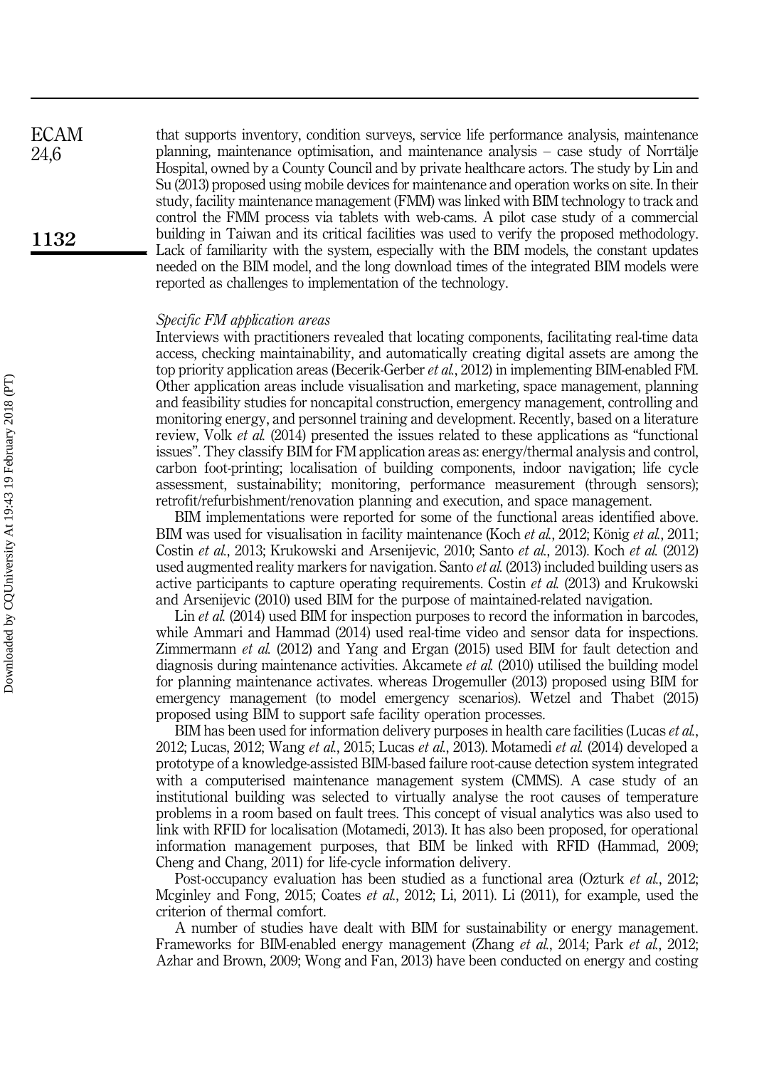that supports inventory, condition surveys, service life performance analysis, maintenance planning, maintenance optimisation, and maintenance analysis – case study of Norrtälje Hospital, owned by a County Council and by private healthcare actors. The study by Lin and Su (2013) proposed using mobile devices for maintenance and operation works on site. In their study, facility maintenance management (FMM) was linked with BIM technology to track and control the FMM process via tablets with web-cams. A pilot case study of a commercial building in Taiwan and its critical facilities was used to verify the proposed methodology. Lack of familiarity with the system, especially with the BIM models, the constant updates needed on the BIM model, and the long download times of the integrated BIM models were reported as challenges to implementation of the technology.

*Specific FM application areas*

Interviews with practitioners revealed that locating components, facilitating real-time data access, checking maintainability, and automatically creating digital assets are among the top priority application areas (Becerik-Gerber *et al.*, 2012) in implementing BIM-enabled FM. Other application areas include visualisation and marketing, space management, planning and feasibility studies for noncapital construction, emergency management, controlling and monitoring energy, and personnel training and development. Recently, based on a literature review, Volk *et al.* (2014) presented the issues related to these applications as "functional issues". They classify BIM for FM application areas as: energy/thermal analysis and control, carbon foot-printing; localisation of building components, indoor navigation; life cycle assessment, sustainability; monitoring, performance measurement (through sensors); retrofit/refurbishment/renovation planning and execution, and space management.

BIM implementations were reported for some of the functional areas identified above. BIM was used for visualisation in facility maintenance (Koch *et al.*, 2012; König *et al.*, 2011; Costin *et al.*, 2013; Krukowski and Arsenijevic, 2010; Santo *et al.*, 2013). Koch *et al.* (2012) used augmented reality markers for navigation. Santo *et al.* (2013) included building users as active participants to capture operating requirements. Costin *et al.* (2013) and Krukowski and Arsenijevic (2010) used BIM for the purpose of maintained-related navigation.

Lin *et al.* (2014) used BIM for inspection purposes to record the information in barcodes, while Ammari and Hammad (2014) used real-time video and sensor data for inspections. Zimmermann *et al.* (2012) and Yang and Ergan (2015) used BIM for fault detection and diagnosis during maintenance activities. Akcamete *et al.* (2010) utilised the building model for planning maintenance activates. whereas Drogemuller (2013) proposed using BIM for emergency management (to model emergency scenarios). Wetzel and Thabet (2015) proposed using BIM to support safe facility operation processes.

BIM has been used for information delivery purposes in health care facilities (Lucas *et al.*, 2012; Lucas, 2012; Wang *et al.*, 2015; Lucas *et al.*, 2013). Motamedi *et al.* (2014) developed a prototype of a knowledge-assisted BIM-based failure root-cause detection system integrated with a computerised maintenance management system (CMMS). A case study of an institutional building was selected to virtually analyse the root causes of temperature problems in a room based on fault trees. This concept of visual analytics was also used to link with RFID for localisation (Motamedi, 2013). It has also been proposed, for operational information management purposes, that BIM be linked with RFID (Hammad, 2009; Cheng and Chang, 2011) for life-cycle information delivery.

Post-occupancy evaluation has been studied as a functional area (Ozturk *et al.*, 2012; Mcginley and Fong, 2015; Coates *et al.*, 2012; Li, 2011). Li (2011), for example, used the criterion of thermal comfort.

A number of studies have dealt with BIM for sustainability or energy management. Frameworks for BIM-enabled energy management (Zhang *et al.*, 2014; Park *et al.*, 2012; Azhar and Brown, 2009; Wong and Fan, 2013) have been conducted on energy and costing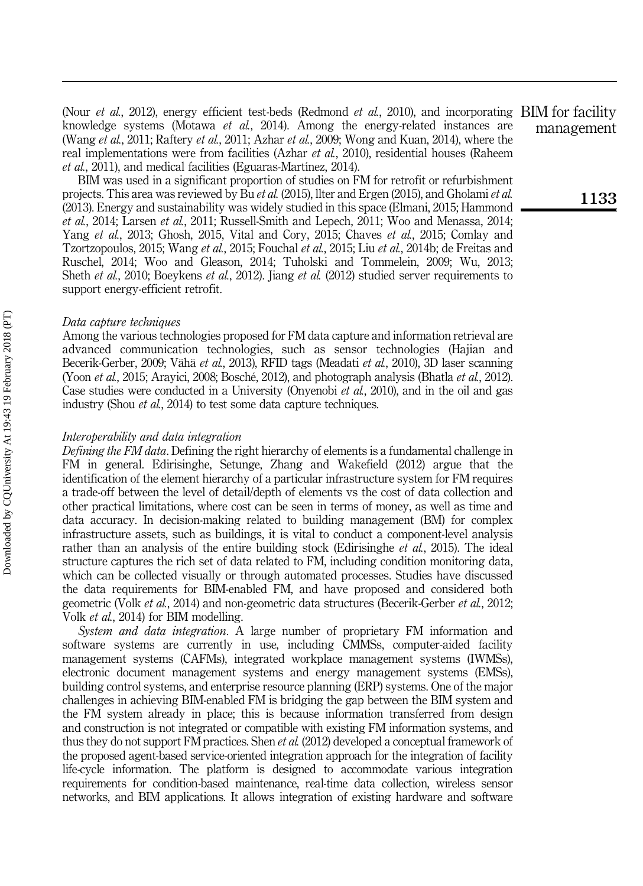(Nour *et al.*, 2012), energy efficient test-beds (Redmond *et al.*, 2010), and incorporating knowledge systems (Motawa *et al.*, 2014). Among the energy-related instances are (Wang *et al.*, 2011; Raftery *et al.*, 2011; Azhar *et al.*, 2009; Wong and Kuan, 2014), where the real implementations were from facilities (Azhar *et al.*, 2010), residential houses (Raheem *et al.*, 2011), and medical facilities (Eguaras-Martínez, 2014).

BIM was used in a significant proportion of studies on FM for retrofit or refurbishment projects. This area was reviewed by Bu *et al.* (2015), Ilter and Ergen (2015), and Gholami *et al.* (2013). Energy and sustainability was widely studied in this space (Elmani, 2015; Hammond *et al.*, 2014; Larsen *et al.*, 2011; Russell-Smith and Lepech, 2011; Woo and Menassa, 2014; Yang *et al.*, 2013; Ghosh, 2015, Vital and Cory, 2015; Chaves *et al.*, 2015; Comlay and Tzortzopoulos, 2015; Wang *et al.*, 2015; Fouchal *et al.*, 2015; Liu *et al.*, 2014b; de Freitas and Ruschel, 2014; Woo and Gleason, 2014; Tuholski and Tommelein, 2009; Wu, 2013; Sheth *et al.*, 2010; Boeykens *et al.*, 2012). Jiang *et al.* (2012) studied server requirements to support energy-efficient retrofit.

*Data capture techniques*

Among the various technologies proposed for FM data capture and information retrieval are advanced communication technologies, such as sensor technologies (Hajian and Becerik-Gerber, 2009; Vähä *et al.*, 2013), RFID tags (Meadati *et al.*, 2010), 3D laser scanning (Yoon *et al.*, 2015; Arayici, 2008; Bosché, 2012), and photograph analysis (Bhatla *et al.*, 2012). Case studies were conducted in a University (Onyenobi *et al.*, 2010), and in the oil and gas industry (Shou *et al.*, 2014) to test some data capture techniques.

*Interoperability and data integration*

*Defining the FM data*. Defining the right hierarchy of elements is a fundamental challenge in FM in general. Edirisinghe, Setunge, Zhang and Wakefield (2012) argue that the identification of the element hierarchy of a particular infrastructure system for FM requires a trade-off between the level of detail/depth of elements vs the cost of data collection and other practical limitations, where cost can be seen in terms of money, as well as time and data accuracy. In decision-making related to building management (BM) for complex infrastructure assets, such as buildings, it is vital to conduct a component-level analysis rather than an analysis of the entire building stock (Edirisinghe *et al.*, 2015). The ideal structure captures the rich set of data related to FM, including condition monitoring data, which can be collected visually or through automated processes. Studies have discussed the data requirements for BIM-enabled FM, and have proposed and considered both geometric (Volk *et al.*, 2014) and non-geometric data structures (Becerik-Gerber *et al.*, 2012; Volk *et al.*, 2014) for BIM modelling.

*System and data integration*. A large number of proprietary FM information and software systems are currently in use, including CMMSs, computer-aided facility management systems (CAFMs), integrated workplace management systems (IWMSs), electronic document management systems and energy management systems (EMSs), building control systems, and enterprise resource planning (ERP) systems. One of the major challenges in achieving BIM-enabled FM is bridging the gap between the BIM system and the FM system already in place; this is because information transferred from design and construction is not integrated or compatible with existing FM information systems, and thus they do not support FM practices. Shen *et al.* (2012) developed a conceptual framework of the proposed agent-based service-oriented integration approach for the integration of facility life-cycle information. The platform is designed to accommodate various integration requirements for condition-based maintenance, real-time data collection, wireless sensor networks, and BIM applications. It allows integration of existing hardware and software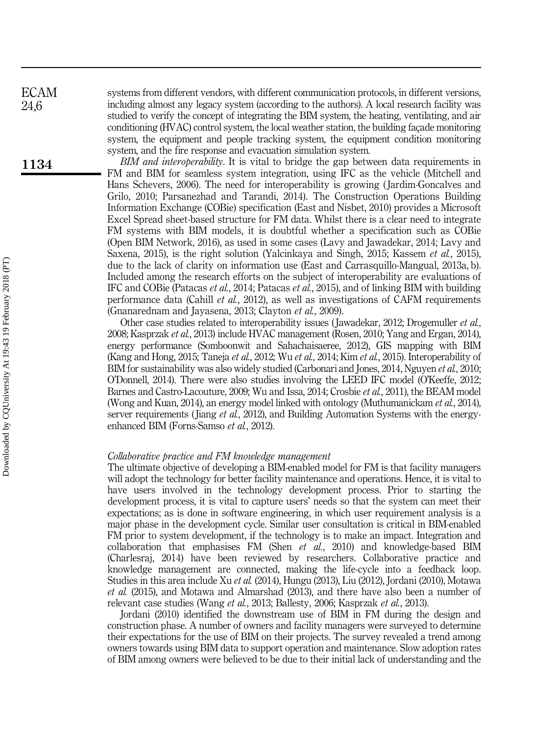systems from different vendors, with different communication protocols, in different versions, including almost any legacy system (according to the authors). A local research facility was studied to verify the concept of integrating the BIM system, the heating, ventilating, and air conditioning (HVAC) control system, the local weather station, the building façade monitoring system, the equipment and people tracking system, the equipment condition monitoring system, and the fire response and evacuation simulation system.

*BIM and interoperability*. It is vital to bridge the gap between data requirements in FM and BIM for seamless system integration, using IFC as the vehicle (Mitchell and Hans Schevers, 2006). The need for interoperability is growing (Jardim-Goncalves and Grilo, 2010; Parsanezhad and Tarandi, 2014). The Construction Operations Building Information Exchange (COBie) specification (East and Nisbet, 2010) provides a Microsoft Excel Spread sheet-based structure for FM data. Whilst there is a clear need to integrate FM systems with BIM models, it is doubtful whether a specification such as COBie (Open BIM Network, 2016), as used in some cases (Lavy and Jawadekar, 2014; Lavy and Saxena, 2015), is the right solution (Yalcinkaya and Singh, 2015; Kassem *et al.*, 2015), due to the lack of clarity on information use (East and Carrasquillo-Mangual, 2013a, b). Included among the research efforts on the subject of interoperability are evaluations of IFC and COBie (Patacas *et al.*, 2014; Patacas *et al.*, 2015), and of linking BIM with building performance data (Cahill *et al.*, 2012), as well as investigations of CAFM requirements (Gnanarednam and Jayasena, 2013; Clayton *et al.*, 2009).

Other case studies related to interoperability issues (Jawadekar, 2012; Drogemuller *et al.*, 2008; Kasprzak *et al.*, 2013) include HVAC management (Rosen, 2010; Yang and Ergan, 2014), energy performance (Somboonwit and Sahachaisaeree, 2012), GIS mapping with BIM (Kang and Hong, 2015; Taneja *et al.*, 2012; Wu *et al.*, 2014; Kim *et al.*, 2015). Interoperability of BIM for sustainability was also widely studied (Carbonari and Jones, 2014, Nguyen *et al.*, 2010; O'Donnell, 2014). There were also studies involving the LEED IFC model (O'Keeffe, 2012; Barnes and Castro-Lacouture, 2009; Wu and Issa, 2014; Crosbie *et al.*, 2011), the BEAM model (Wong and Kuan, 2014), an energy model linked with ontology (Muthumanickam *et al.*, 2014), server requirements (Jiang *et al.*, 2012), and Building Automation Systems with the energy-enhanced BIM (Forns-Samso *et al.*, 2012).

### *Collaborative practice and FM knowledge management*

The ultimate objective of developing a BIM-enabled model for FM is that facility managers will adopt the technology for better facility maintenance and operations. Hence, it is vital to have users involved in the technology development process. Prior to starting the development process, it is vital to capture users' needs so that the system can meet their expectations; as is done in software engineering, in which user requirement analysis is a major phase in the development cycle. Similar user consultation is critical in BIM-enabled FM prior to system development, if the technology is to make an impact. Integration and collaboration that emphasises FM (Shen *et al.*, 2010) and knowledge-based BIM (Charlesraj, 2014) have been reviewed by researchers. Collaborative practice and knowledge management are connected, making the life-cycle into a feedback loop. Studies in this area include Xu *et al.* (2014), Hungu (2013), Liu (2012), Jordani (2010), Motawa *et al.* (2015), and Motawa and Almarshad (2013), and there have also been a number of relevant case studies (Wang *et al.*, 2013; Ballesty, 2006; Kasprzak *et al.*, 2013).

Jordani (2010) identified the downstream use of BIM in FM during the design and construction phase. A number of owners and facility managers were surveyed to determine their expectations for the use of BIM on their projects. The survey revealed a trend among owners towards using BIM data to support operation and maintenance. Slow adoption rates of BIM among owners were believed to be due to their initial lack of understanding and the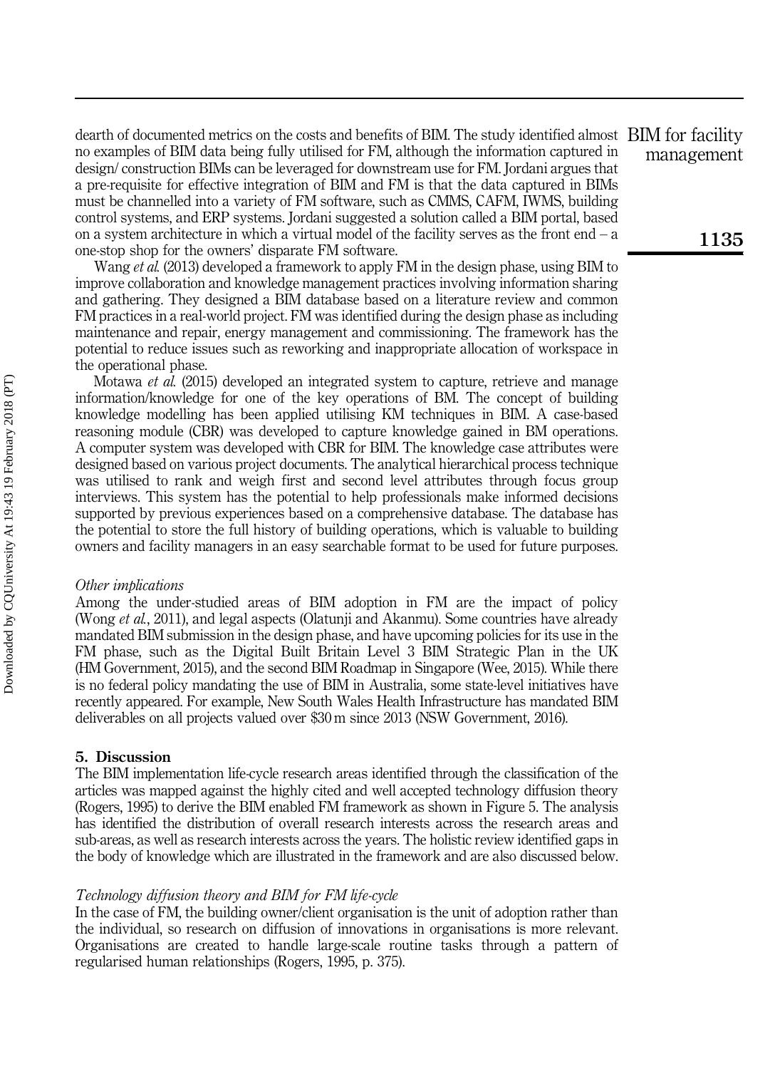dearth of documented metrics on the costs and benefits of BIM. The study identified almost no examples of BIM data being fully utilised for FM, although the information captured in design/ construction BIMs can be leveraged for downstream use for FM. Jordani argues that a pre-requisite for effective integration of BIM and FM is that the data captured in BIMs must be channelled into a variety of FM software, such as CMMS, CAFM, IWMS, building control systems, and ERP systems. Jordani suggested a solution called a BIM portal, based on a system architecture in which a virtual model of the facility serves as the front end – a one-stop shop for the owners' disparate FM software.

Wang *et al.* (2013) developed a framework to apply FM in the design phase, using BIM to improve collaboration and knowledge management practices involving information sharing and gathering. They designed a BIM database based on a literature review and common FM practices in a real-world project. FM was identified during the design phase as including maintenance and repair, energy management and commissioning. The framework has the potential to reduce issues such as reworking and inappropriate allocation of workspace in the operational phase.

Motawa *et al.* (2015) developed an integrated system to capture, retrieve and manage information/knowledge for one of the key operations of BM. The concept of building knowledge modelling has been applied utilising KM techniques in BIM. A case-based reasoning module (CBR) was developed to capture knowledge gained in BM operations. A computer system was developed with CBR for BIM. The knowledge case attributes were designed based on various project documents. The analytical hierarchical process technique was utilised to rank and weigh first and second level attributes through focus group interviews. This system has the potential to help professionals make informed decisions supported by previous experiences based on a comprehensive database. The database has the potential to store the full history of building operations, which is valuable to building owners and facility managers in an easy searchable format to be used for future purposes.

### *Other implications*

Among the under-studied areas of BIM adoption in FM are the impact of policy (Wong *et al.*, 2011), and legal aspects (Olatunji and Akanmu). Some countries have already mandated BIM submission in the design phase, and have upcoming policies for its use in the FM phase, such as the Digital Built Britain Level 3 BIM Strategic Plan in the UK (HM Government, 2015), and the second BIM Roadmap in Singapore (Wee, 2015). While there is no federal policy mandating the use of BIM in Australia, some state-level initiatives have recently appeared. For example, New South Wales Health Infrastructure has mandated BIM deliverables on all projects valued over \$30 m since 2013 (NSW Government, 2016).

## 5. Discussion

The BIM implementation life-cycle research areas identified through the classification of the articles was mapped against the highly cited and well accepted technology diffusion theory (Rogers, 1995) to derive the BIM enabled FM framework as shown in Figure 5. The analysis has identified the distribution of overall research interests across the research areas and sub-areas, as well as research interests across the years. The holistic review identified gaps in the body of knowledge which are illustrated in the framework and are also discussed below.

### *Technology diffusion theory and BIM for FM life-cycle*

In the case of FM, the building owner/client organisation is the unit of adoption rather than the individual, so research on diffusion of innovations in organisations is more relevant. Organisations are created to handle large-scale routine tasks through a pattern of regularised human relationships (Rogers, 1995, p. 375).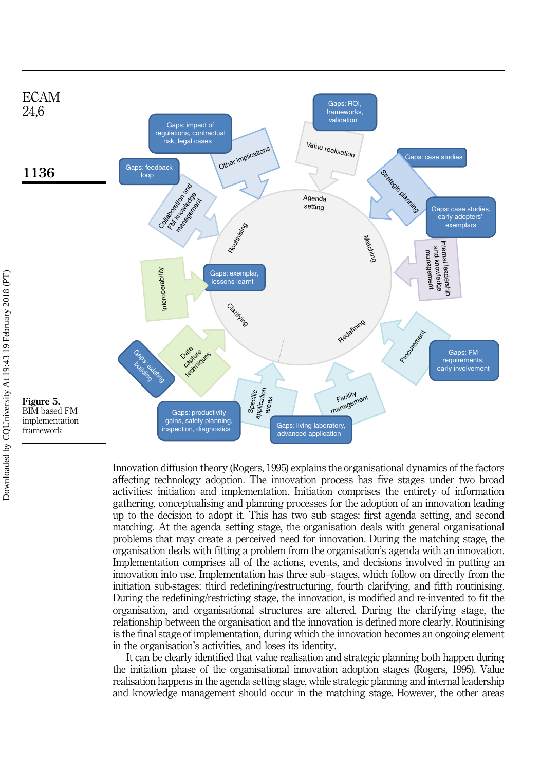Figure 5.
BIM based FM implementation framework

Innovation diffusion theory (Rogers, 1995) explains the organisational dynamics of the factors affecting technology adoption. The innovation process has five stages under two broad activities: initiation and implementation. Initiation comprises the entirety of information gathering, conceptualising and planning processes for the adoption of an innovation leading up to the decision to adopt it. This has two sub stages: first agenda setting, and second matching. At the agenda setting stage, the organisation deals with general organisational problems that may create a perceived need for innovation. During the matching stage, the organisation deals with fitting a problem from the organisation's agenda with an innovation. Implementation comprises all of the actions, events, and decisions involved in putting an innovation into use. Implementation has three sub–stages, which follow on directly from the initiation sub-stages: third redefining/restructuring, fourth clarifying, and fifth routinising. During the redefining/restricting stage, the innovation, is modified and re-invented to fit the organisation, and organisational structures are altered. During the clarifying stage, the relationship between the organisation and the innovation is defined more clearly. Routinising is the final stage of implementation, during which the innovation becomes an ongoing element in the organisation's activities, and loses its identity.

It can be clearly identified that value realisation and strategic planning both happen during the initiation phase of the organisational innovation adoption stages (Rogers, 1995). Value realisation happens in the agenda setting stage, while strategic planning and internal leadership and knowledge management should occur in the matching stage. However, the other areas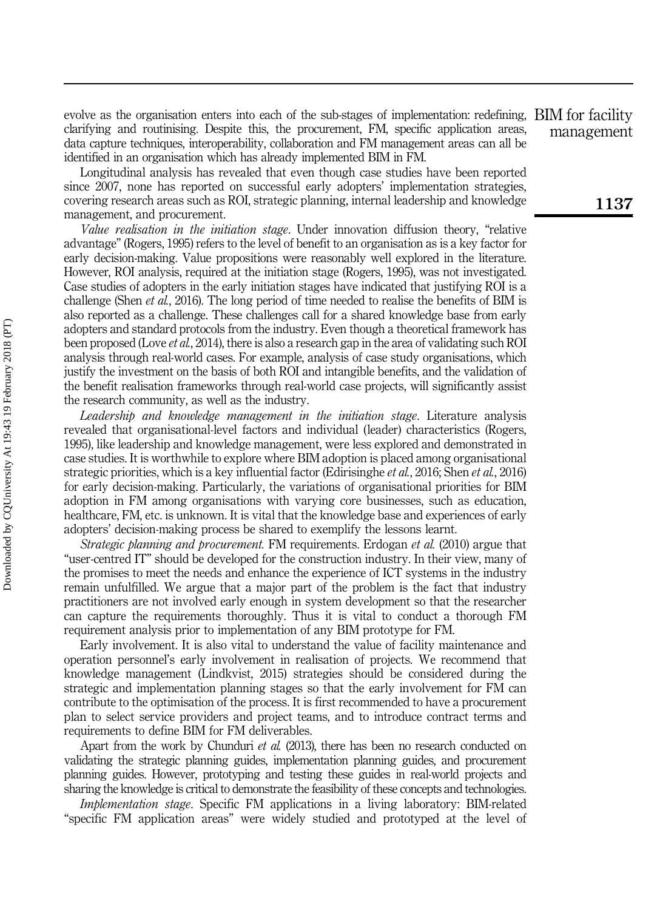evolve as the organisation enters into each of the sub-stages of implementation: redefining, clarifying and routinising. Despite this, the procurement, FM, specific application areas, data capture techniques, interoperability, collaboration and FM management areas can all be identified in an organisation which has already implemented BIM in FM.

Longitudinal analysis has revealed that even though case studies have been reported since 2007, none has reported on successful early adopters' implementation strategies, covering research areas such as ROI, strategic planning, internal leadership and knowledge management, and procurement.

*Value realisation in the initiation stage*. Under innovation diffusion theory, "relative advantage" (Rogers, 1995) refers to the level of benefit to an organisation as is a key factor for early decision-making. Value propositions were reasonably well explored in the literature. However, ROI analysis, required at the initiation stage (Rogers, 1995), was not investigated. Case studies of adopters in the early initiation stages have indicated that justifying ROI is a challenge (Shen *et al.*, 2016). The long period of time needed to realise the benefits of BIM is also reported as a challenge. These challenges call for a shared knowledge base from early adopters and standard protocols from the industry. Even though a theoretical framework has been proposed (Love *et al.*, 2014), there is also a research gap in the area of validating such ROI analysis through real-world cases. For example, analysis of case study organisations, which justify the investment on the basis of both ROI and intangible benefits, and the validation of the benefit realisation frameworks through real-world case projects, will significantly assist the research community, as well as the industry.

*Leadership and knowledge management in the initiation stage*. Literature analysis revealed that organisational-level factors and individual (leader) characteristics (Rogers, 1995), like leadership and knowledge management, were less explored and demonstrated in case studies. It is worthwhile to explore where BIM adoption is placed among organisational strategic priorities, which is a key influential factor (Edirisinghe *et al.*, 2016; Shen *et al.*, 2016) for early decision-making. Particularly, the variations of organisational priorities for BIM adoption in FM among organisations with varying core businesses, such as education, healthcare, FM, etc. is unknown. It is vital that the knowledge base and experiences of early adopters' decision-making process be shared to exemplify the lessons learnt.

*Strategic planning and procurement.* FM requirements. Erdogan *et al.* (2010) argue that "user-centred IT" should be developed for the construction industry. In their view, many of the promises to meet the needs and enhance the experience of ICT systems in the industry remain unfulfilled. We argue that a major part of the problem is the fact that industry practitioners are not involved early enough in system development so that the researcher can capture the requirements thoroughly. Thus it is vital to conduct a thorough FM requirement analysis prior to implementation of any BIM prototype for FM.

Early involvement. It is also vital to understand the value of facility maintenance and operation personnel's early involvement in realisation of projects. We recommend that knowledge management (Lindkvist, 2015) strategies should be considered during the strategic and implementation planning stages so that the early involvement for FM can contribute to the optimisation of the process. It is first recommended to have a procurement plan to select service providers and project teams, and to introduce contract terms and requirements to define BIM for FM deliverables.

Apart from the work by Chunduri *et al.* (2013), there has been no research conducted on validating the strategic planning guides, implementation planning guides, and procurement planning guides. However, prototyping and testing these guides in real-world projects and sharing the knowledge is critical to demonstrate the feasibility of these concepts and technologies.

*Implementation stage*. Specific FM applications in a living laboratory: BIM-related "specific FM application areas" were widely studied and prototyped at the level of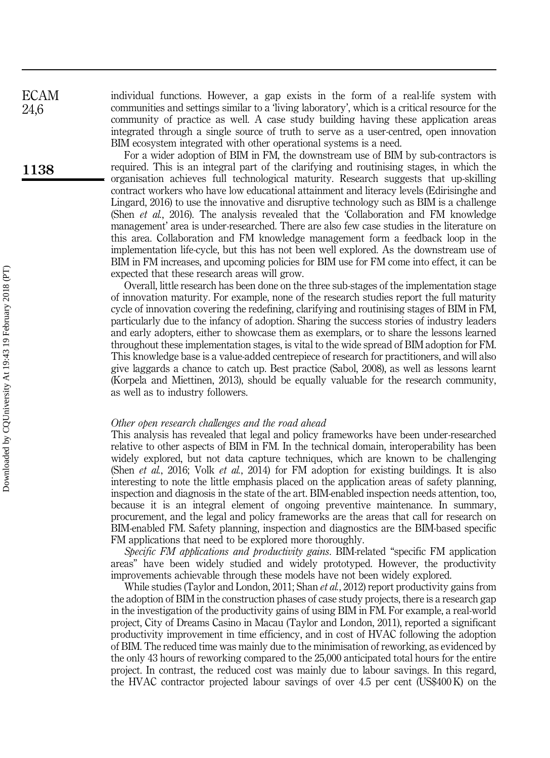individual functions. However, a gap exists in the form of a real-life system with communities and settings similar to a 'living laboratory', which is a critical resource for the community of practice as well. A case study building having these application areas integrated through a single source of truth to serve as a user-centred, open innovation BIM ecosystem integrated with other operational systems is a need.

For a wider adoption of BIM in FM, the downstream use of BIM by sub-contractors is required. This is an integral part of the clarifying and routinising stages, in which the organisation achieves full technological maturity. Research suggests that up-skilling contract workers who have low educational attainment and literacy levels (Edirisinghe and Lingard, 2016) to use the innovative and disruptive technology such as BIM is a challenge (Shen *et al.*, 2016). The analysis revealed that the 'Collaboration and FM knowledge management' area is under-researched. There are also few case studies in the literature on this area. Collaboration and FM knowledge management form a feedback loop in the implementation life-cycle, but this has not been well explored. As the downstream use of BIM in FM increases, and upcoming policies for BIM use for FM come into effect, it can be expected that these research areas will grow.

Overall, little research has been done on the three sub-stages of the implementation stage of innovation maturity. For example, none of the research studies report the full maturity cycle of innovation covering the redefining, clarifying and routinising stages of BIM in FM, particularly due to the infancy of adoption. Sharing the success stories of industry leaders and early adopters, either to showcase them as exemplars, or to share the lessons learned throughout these implementation stages, is vital to the wide spread of BIM adoption for FM. This knowledge base is a value-added centrepiece of research for practitioners, and will also give laggards a chance to catch up. Best practice (Sabol, 2008), as well as lessons learnt (Korpela and Miettinen, 2013), should be equally valuable for the research community, as well as to industry followers.

*Other open research challenges and the road ahead*

This analysis has revealed that legal and policy frameworks have been under-researched relative to other aspects of BIM in FM. In the technical domain, interoperability has been widely explored, but not data capture techniques, which are known to be challenging (Shen *et al.*, 2016; Volk *et al.*, 2014) for FM adoption for existing buildings. It is also interesting to note the little emphasis placed on the application areas of safety planning, inspection and diagnosis in the state of the art. BIM-enabled inspection needs attention, too, because it is an integral element of ongoing preventive maintenance. In summary, procurement, and the legal and policy frameworks are the areas that call for research on BIM-enabled FM. Safety planning, inspection and diagnostics are the BIM-based specific FM applications that need to be explored more thoroughly.

*Specific FM applications and productivity gains*. BIM-related "specific FM application areas" have been widely studied and widely prototyped. However, the productivity improvements achievable through these models have not been widely explored.

While studies (Taylor and London, 2011; Shan *et al.*, 2012) report productivity gains from the adoption of BIM in the construction phases of case study projects, there is a research gap in the investigation of the productivity gains of using BIM in FM. For example, a real-world project, City of Dreams Casino in Macau (Taylor and London, 2011), reported a significant productivity improvement in time efficiency, and in cost of HVAC following the adoption of BIM. The reduced time was mainly due to the minimisation of reworking, as evidenced by the only 43 hours of reworking compared to the 25,000 anticipated total hours for the entire project. In contrast, the reduced cost was mainly due to labour savings. In this regard, the HVAC contractor projected labour savings of over 4.5 per cent (US$400 K) on the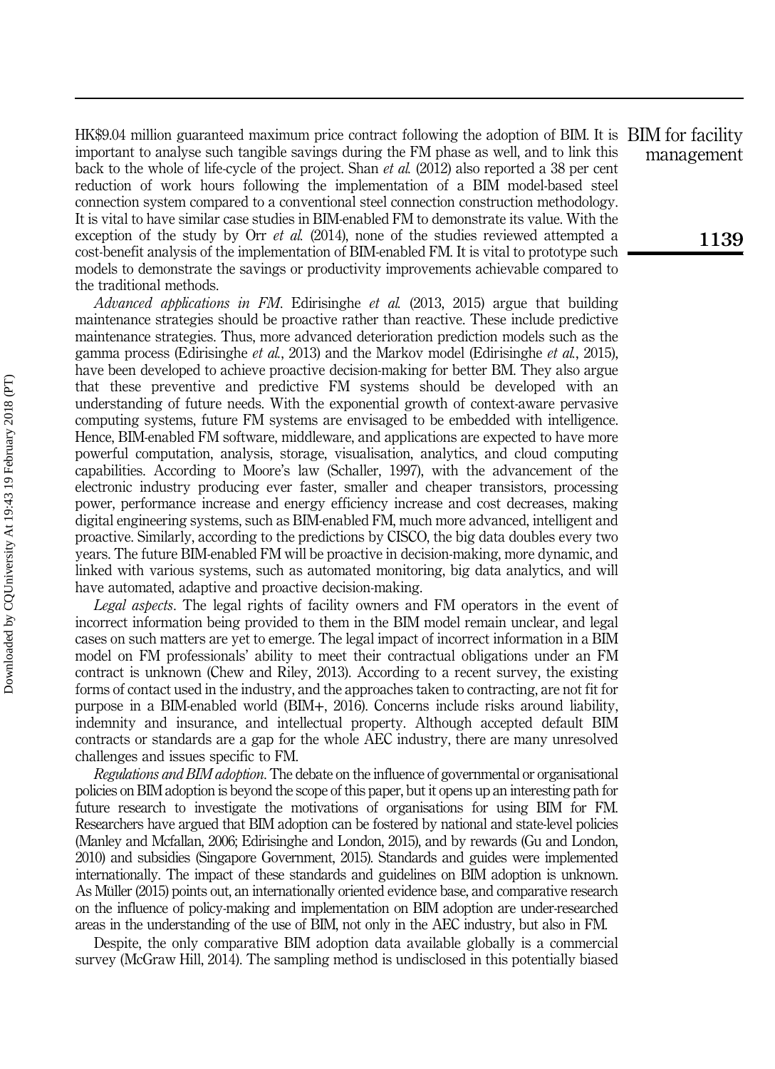HK$9.04 million guaranteed maximum price contract following the adoption of BIM. It is important to analyse such tangible savings during the FM phase as well, and to link this back to the whole of life-cycle of the project. Shan *et al.* (2012) also reported a 38 per cent reduction of work hours following the implementation of a BIM model-based steel connection system compared to a conventional steel connection construction methodology. It is vital to have similar case studies in BIM-enabled FM to demonstrate its value. With the exception of the study by Orr *et al.* (2014), none of the studies reviewed attempted a cost-benefit analysis of the implementation of BIM-enabled FM. It is vital to prototype such models to demonstrate the savings or productivity improvements achievable compared to the traditional methods.

*Advanced applications in FM*. Edirisinghe *et al.* (2013, 2015) argue that building maintenance strategies should be proactive rather than reactive. These include predictive maintenance strategies. Thus, more advanced deterioration prediction models such as the gamma process (Edirisinghe *et al.*, 2013) and the Markov model (Edirisinghe *et al.*, 2015), have been developed to achieve proactive decision-making for better BM. They also argue that these preventive and predictive FM systems should be developed with an understanding of future needs. With the exponential growth of context-aware pervasive computing systems, future FM systems are envisaged to be embedded with intelligence. Hence, BIM-enabled FM software, middleware, and applications are expected to have more powerful computation, analysis, storage, visualisation, analytics, and cloud computing capabilities. According to Moore's law (Schaller, 1997), with the advancement of the electronic industry producing ever faster, smaller and cheaper transistors, processing power, performance increase and energy efficiency increase and cost decreases, making digital engineering systems, such as BIM-enabled FM, much more advanced, intelligent and proactive. Similarly, according to the predictions by CISCO, the big data doubles every two years. The future BIM-enabled FM will be proactive in decision-making, more dynamic, and linked with various systems, such as automated monitoring, big data analytics, and will have automated, adaptive and proactive decision-making.

*Legal aspects*. The legal rights of facility owners and FM operators in the event of incorrect information being provided to them in the BIM model remain unclear, and legal cases on such matters are yet to emerge. The legal impact of incorrect information in a BIM model on FM professionals' ability to meet their contractual obligations under an FM contract is unknown (Chew and Riley, 2013). According to a recent survey, the existing forms of contact used in the industry, and the approaches taken to contracting, are not fit for purpose in a BIM-enabled world (BIM+, 2016). Concerns include risks around liability, indemnity and insurance, and intellectual property. Although accepted default BIM contracts or standards are a gap for the whole AEC industry, there are many unresolved challenges and issues specific to FM.

*Regulations and BIM adoption*. The debate on the influence of governmental or organisational policies on BIM adoption is beyond the scope of this paper, but it opens up an interesting path for future research to investigate the motivations of organisations for using BIM for FM. Researchers have argued that BIM adoption can be fostered by national and state-level policies (Manley and Mcfallan, 2006; Edirisinghe and London, 2015), and by rewards (Gu and London, 2010) and subsidies (Singapore Government, 2015). Standards and guides were implemented internationally. The impact of these standards and guidelines on BIM adoption is unknown. As Müller (2015) points out, an internationally oriented evidence base, and comparative research on the influence of policy-making and implementation on BIM adoption are under-researched areas in the understanding of the use of BIM, not only in the AEC industry, but also in FM.

Despite, the only comparative BIM adoption data available globally is a commercial survey (McGraw Hill, 2014). The sampling method is undisclosed in this potentially biased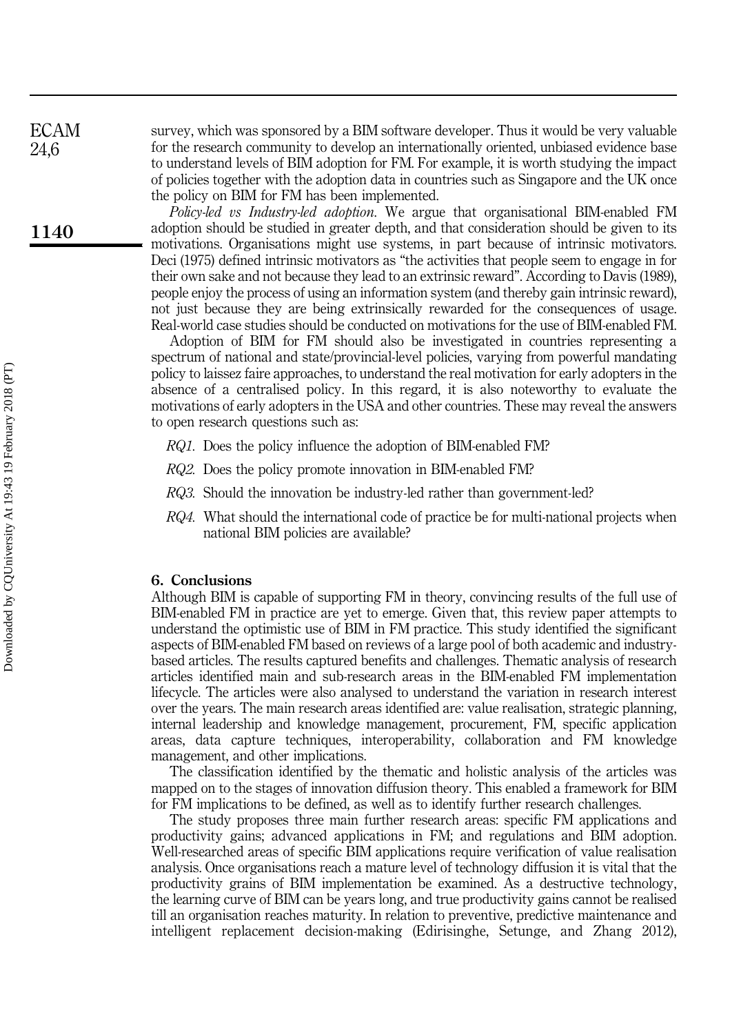survey, which was sponsored by a BIM software developer. Thus it would be very valuable for the research community to develop an internationally oriented, unbiased evidence base to understand levels of BIM adoption for FM. For example, it is worth studying the impact of policies together with the adoption data in countries such as Singapore and the UK once the policy on BIM for FM has been implemented.

*Policy-led vs Industry-led adoption*. We argue that organisational BIM-enabled FM adoption should be studied in greater depth, and that consideration should be given to its motivations. Organisations might use systems, in part because of intrinsic motivators. Deci (1975) defined intrinsic motivators as "the activities that people seem to engage in for their own sake and not because they lead to an extrinsic reward". According to Davis (1989), people enjoy the process of using an information system (and thereby gain intrinsic reward), not just because they are being extrinsically rewarded for the consequences of usage. Real-world case studies should be conducted on motivations for the use of BIM-enabled FM.

Adoption of BIM for FM should also be investigated in countries representing a spectrum of national and state/provincial-level policies, varying from powerful mandating policy to laissez faire approaches, to understand the real motivation for early adopters in the absence of a centralised policy. In this regard, it is also noteworthy to evaluate the motivations of early adopters in the USA and other countries. These may reveal the answers to open research questions such as:

- *RQ1*. Does the policy influence the adoption of BIM-enabled FM?
- *RQ2*. Does the policy promote innovation in BIM-enabled FM?
- *RQ3*. Should the innovation be industry-led rather than government-led?
- *RQ4*. What should the international code of practice be for multi-national projects when national BIM policies are available?

## 6. Conclusions

Although BIM is capable of supporting FM in theory, convincing results of the full use of BIM-enabled FM in practice are yet to emerge. Given that, this review paper attempts to understand the optimistic use of BIM in FM practice. This study identified the significant aspects of BIM-enabled FM based on reviews of a large pool of both academic and industry-based articles. The results captured benefits and challenges. Thematic analysis of research articles identified main and sub-research areas in the BIM-enabled FM implementation lifecycle. The articles were also analysed to understand the variation in research interest over the years. The main research areas identified are: value realisation, strategic planning, internal leadership and knowledge management, procurement, FM, specific application areas, data capture techniques, interoperability, collaboration and FM knowledge management, and other implications.

The classification identified by the thematic and holistic analysis of the articles was mapped on to the stages of innovation diffusion theory. This enabled a framework for BIM for FM implications to be defined, as well as to identify further research challenges.

The study proposes three main further research areas: specific FM applications and productivity gains; advanced applications in FM; and regulations and BIM adoption. Well-researched areas of specific BIM applications require verification of value realisation analysis. Once organisations reach a mature level of technology diffusion it is vital that the productivity grains of BIM implementation be examined. As a destructive technology, the learning curve of BIM can be years long, and true productivity gains cannot be realised till an organisation reaches maturity. In relation to preventive, predictive maintenance and intelligent replacement decision-making (Edirisinghe, Setunge, and Zhang 2012),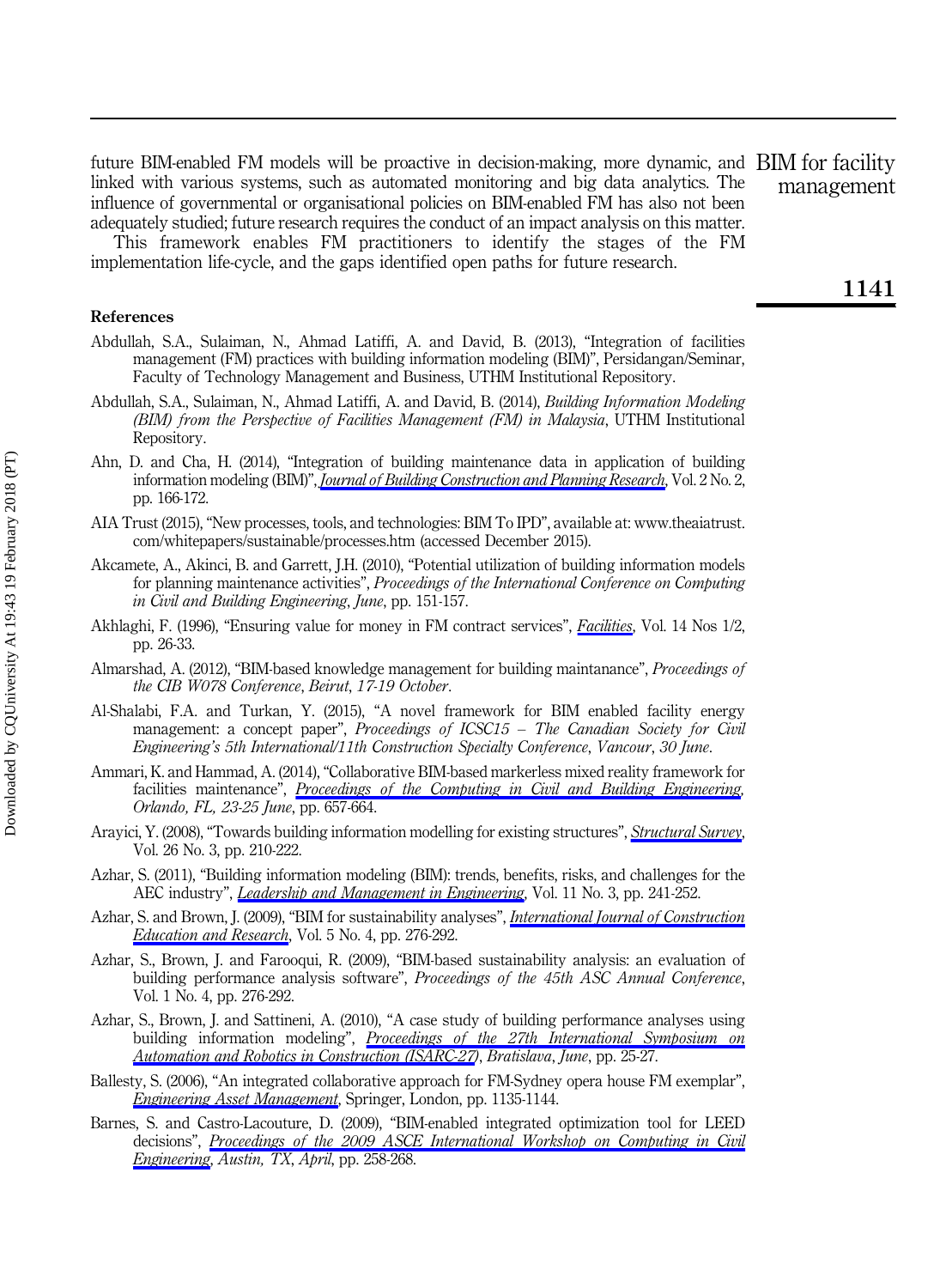future BIM-enabled FM models will be proactive in decision-making, more dynamic, and linked with various systems, such as automated monitoring and big data analytics. The influence of governmental or organisational policies on BIM-enabled FM has also not been adequately studied; future research requires the conduct of an impact analysis on this matter.

This framework enables FM practitioners to identify the stages of the FM implementation life-cycle, and the gaps identified open paths for future research.

## References

Abdullah, S.A., Sulaiman, N., Ahmad Latiffi, A. and David, B. (2013), "Integration of facilities management (FM) practices with building information modeling (BIM)", Persidangan/Seminar, Faculty of Technology Management and Business, UTHM Institutional Repository.

Abdullah, S.A., Sulaiman, N., Ahmad Latiffi, A. and David, B. (2014), *Building Information Modeling (BIM) from the Perspective of Facilities Management (FM) in Malaysia*, UTHM Institutional Repository.

Ahn, D. and Cha, H. (2014), "Integration of building maintenance data in application of building information modeling (BIM)", *Journal of Building Construction and Planning Research*, Vol. 2 No. 2, pp. 166-172.

AIA Trust (2015), "New processes, tools, and technologies: BIM To IPD", available at: www.theaiatrust.com/whitepapers/sustainable/processes.htm (accessed December 2015).

Akcamete, A., Akinci, B. and Garrett, J.H. (2010), "Potential utilization of building information models for planning maintenance activities", *Proceedings of the International Conference on Computing in Civil and Building Engineering, June*, pp. 151-157.

Akhlaghi, F. (1996), "Ensuring value for money in FM contract services", *Facilities*, Vol. 14 Nos 1/2, pp. 26-33.

Almarshad, A. (2012), "BIM-based knowledge management for building maintanance", *Proceedings of the CIB W078 Conference, Beirut, 17-19 October*.

Al-Shalabi, F.A. and Turkan, Y. (2015), "A novel framework for BIM enabled facility energy management: a concept paper", *Proceedings of ICSC15 – The Canadian Society for Civil Engineering's 5th International/11th Construction Specialty Conference, Vancour, 30 June*.

Ammari, K. and Hammad, A. (2014), "Collaborative BIM-based markerless mixed reality framework for facilities maintenance", *Proceedings of the Computing in Civil and Building Engineering, Orlando, FL, 23-25 June*, pp. 657-664.

Arayici, Y. (2008), "Towards building information modelling for existing structures", *Structural Survey*, Vol. 26 No. 3, pp. 210-222.

Azhar, S. (2011), "Building information modeling (BIM): trends, benefits, risks, and challenges for the AEC industry", *Leadership and Management in Engineering*, Vol. 11 No. 3, pp. 241-252.

Azhar, S. and Brown, J. (2009), "BIM for sustainability analyses", *International Journal of Construction Education and Research*, Vol. 5 No. 4, pp. 276-292.

Azhar, S., Brown, J. and Farooqui, R. (2009), "BIM-based sustainability analysis: an evaluation of building performance analysis software", *Proceedings of the 45th ASC Annual Conference*, Vol. 1 No. 4, pp. 276-292.

Azhar, S., Brown, J. and Sattineni, A. (2010), "A case study of building performance analyses using building information modeling", *Proceedings of the 27th International Symposium on Automation and Robotics in Construction (ISARC-27), Bratislava, June*, pp. 25-27.

Ballesty, S. (2006), "An integrated collaborative approach for FM-Sydney opera house FM exemplar", *Engineering Asset Management*, Springer, London, pp. 1135-1144.

Barnes, S. and Castro-Lacouture, D. (2009), "BIM-enabled integrated optimization tool for LEED decisions", *Proceedings of the 2009 ASCE International Workshop on Computing in Civil Engineering, Austin, TX, April*, pp. 258-268.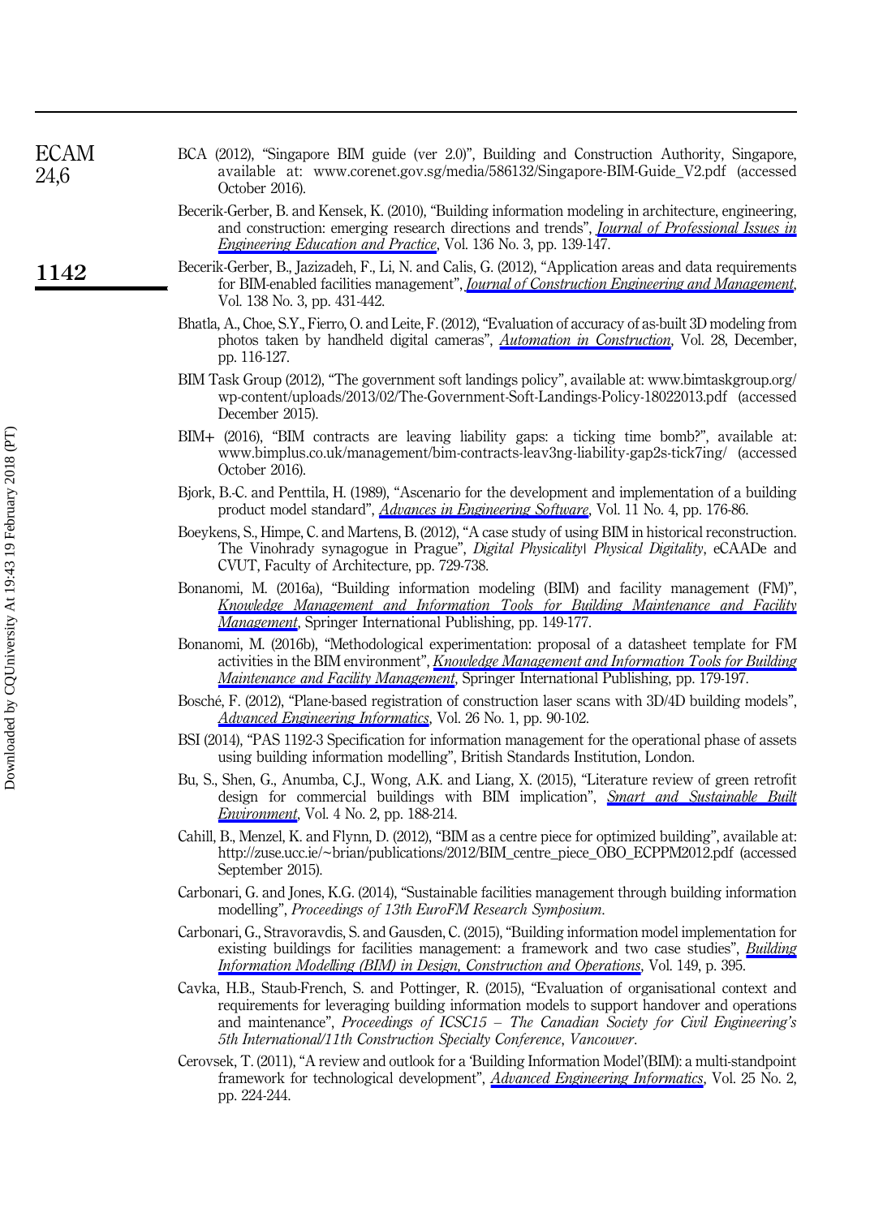BCA (2012), "Singapore BIM guide (ver 2.0)", Building and Construction Authority, Singapore, available at: www.corenet.gov.sg/media/586132/Singapore-BIM-Guide_V2.pdf (accessed October 2016).

Becerik-Gerber, B. and Kensek, K. (2010), "Building information modeling in architecture, engineering, and construction: emerging research directions and trends", *Journal of Professional Issues in Engineering Education and Practice*, Vol. 136 No. 3, pp. 139-147.

Becerik-Gerber, B., Jazizadeh, F., Li, N. and Calis, G. (2012), "Application areas and data requirements for BIM-enabled facilities management", *Journal of Construction Engineering and Management*, Vol. 138 No. 3, pp. 431-442.

Bhatla, A., Choe, S.Y., Fierro, O. and Leite, F. (2012), "Evaluation of accuracy of as-built 3D modeling from photos taken by handheld digital cameras", *Automation in Construction*, Vol. 28, December, pp. 116-127.

BIM Task Group (2012), "The government soft landings policy", available at: www.bimtaskgroup.org/wp-content/uploads/2013/02/The-Government-Soft-Landings-Policy-18022013.pdf (accessed December 2015).

BIM+ (2016), "BIM contracts are leaving liability gaps: a ticking time bomb?", available at: www.bimplus.co.uk/management/bim-contracts-leav3ng-liability-gap2s-tick7ing/ (accessed October 2016).

Bjork, B.-C. and Penttila, H. (1989), "Ascenario for the development and implementation of a building product model standard", *Advances in Engineering Software*, Vol. 11 No. 4, pp. 176-86.

Boeykens, S., Himpe, C. and Martens, B. (2012), "A case study of using BIM in historical reconstruction. The Vinohrady synagogue in Prague", *Digital Physicality| Physical Digitality*, eCAADe and CVUT, Faculty of Architecture, pp. 729-738.

Bonanomi, M. (2016a), "Building information modeling (BIM) and facility management (FM)", *Knowledge Management and Information Tools for Building Maintenance and Facility Management*, Springer International Publishing, pp. 149-177.

Bonanomi, M. (2016b), "Methodological experimentation: proposal of a datasheet template for FM activities in the BIM environment", *Knowledge Management and Information Tools for Building Maintenance and Facility Management*, Springer International Publishing, pp. 179-197.

Bosché, F. (2012), "Plane-based registration of construction laser scans with 3D/4D building models", *Advanced Engineering Informatics*, Vol. 26 No. 1, pp. 90-102.

BSI (2014), "PAS 1192-3 Specification for information management for the operational phase of assets using building information modelling", British Standards Institution, London.

Bu, S., Shen, G., Anumba, C.J., Wong, A.K. and Liang, X. (2015), "Literature review of green retrofit design for commercial buildings with BIM implication", *Smart and Sustainable Built Environment*, Vol. 4 No. 2, pp. 188-214.

Cahill, B., Menzel, K. and Flynn, D. (2012), "BIM as a centre piece for optimized building", available at: http://zuse.ucc.ie/~brian/publications/2012/BIM_centre_piece_OBO_ECPPM2012.pdf (accessed September 2015).

Carbonari, G. and Jones, K.G. (2014), "Sustainable facilities management through building information modelling", *Proceedings of 13th EuroFM Research Symposium*.

Carbonari, G., Stravoravdis, S. and Gausden, C. (2015), "Building information model implementation for existing buildings for facilities management: a framework and two case studies", *Building Information Modelling (BIM) in Design, Construction and Operations*, Vol. 149, p. 395.

Cavka, H.B., Staub-French, S. and Pottinger, R. (2015), "Evaluation of organisational context and requirements for leveraging building information models to support handover and operations and maintenance", *Proceedings of ICSC15 – The Canadian Society for Civil Engineering's 5th International/11th Construction Specialty Conference, Vancouver*.

Cerovsek, T. (2011), "A review and outlook for a 'Building Information Model'(BIM): a multi-standpoint framework for technological development", *Advanced Engineering Informatics*, Vol. 25 No. 2, pp. 224-244.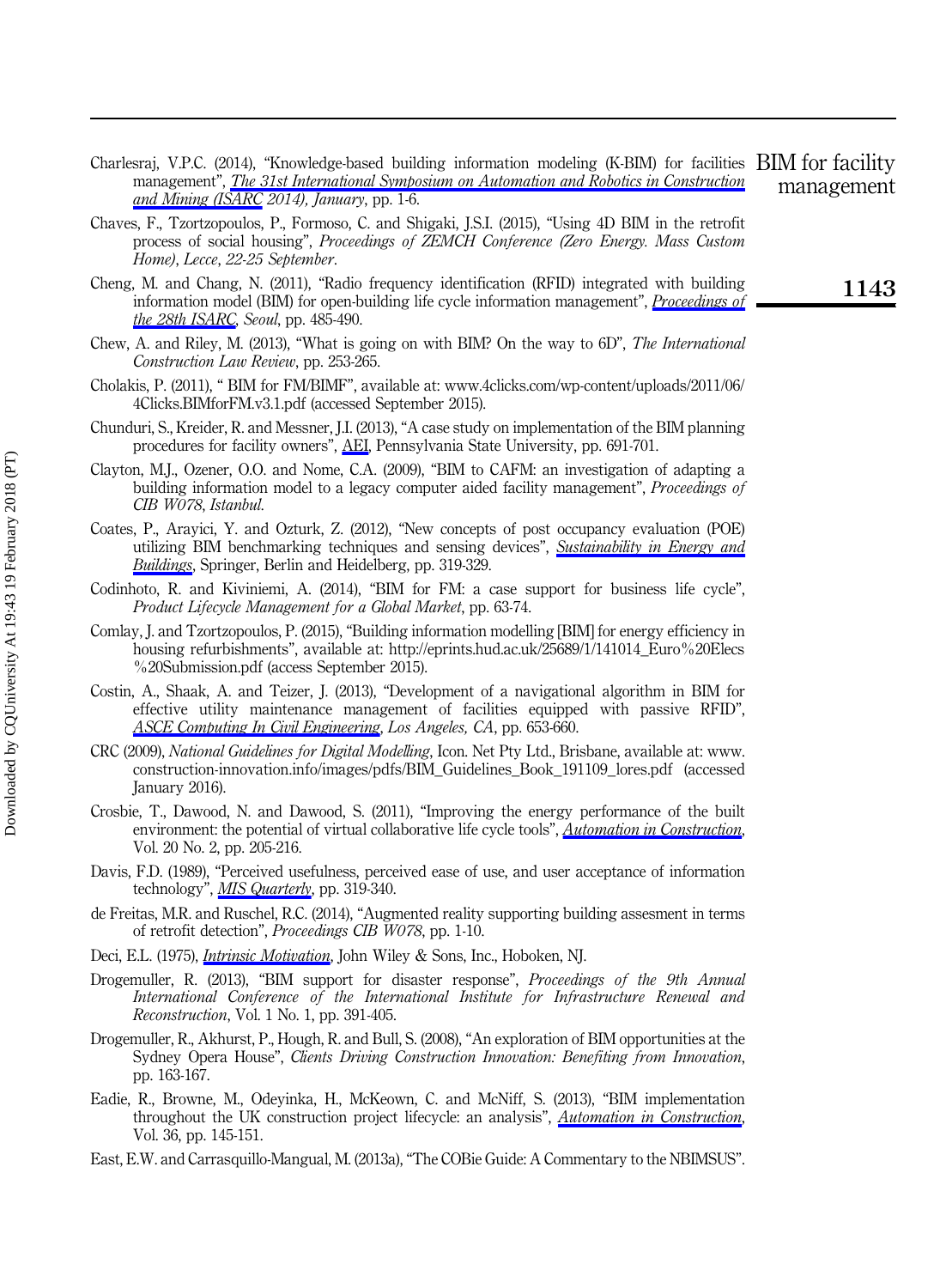Charlesraj, V.P.C. (2014), "Knowledge-based building information modeling (K-BIM) for facilities management", *The 31st International Symposium on Automation and Robotics in Construction and Mining (ISARC 2014), January*, pp. 1-6.

Chaves, F., Tzortzopoulos, P., Formoso, C. and Shigaki, J.S.I. (2015), "Using 4D BIM in the retrofit process of social housing", *Proceedings of ZEMCH Conference (Zero Energy. Mass Custom Home)*, *Lecce*, *22-25 September*.

Cheng, M. and Chang, N. (2011), "Radio frequency identification (RFID) integrated with building information model (BIM) for open-building life cycle information management", *Proceedings of the 28th ISARC*, *Seoul*, pp. 485-490.

Chew, A. and Riley, M. (2013), "What is going on with BIM? On the way to 6D", *The International Construction Law Review*, pp. 253-265.

Cholakis, P. (2011), " BIM for FM/BIMF", available at: www.4clicks.com/wp-content/uploads/2011/06/4Clicks.BIMforFM.v3.1.pdf (accessed September 2015).

Chunduri, S., Kreider, R. and Messner, J.I. (2013), "A case study on implementation of the BIM planning procedures for facility owners", AEI, Pennsylvania State University, pp. 691-701.

Clayton, M.J., Ozener, O.O. and Nome, C.A. (2009), "BIM to CAFM: an investigation of adapting a building information model to a legacy computer aided facility management", *Proceedings of CIB W078*, *Istanbul*.

Coates, P., Arayici, Y. and Ozturk, Z. (2012), "New concepts of post occupancy evaluation (POE) utilizing BIM benchmarking techniques and sensing devices", *Sustainability in Energy and Buildings*, Springer, Berlin and Heidelberg, pp. 319-329.

Codinhoto, R. and Kiviniemi, A. (2014), "BIM for FM: a case support for business life cycle", *Product Lifecycle Management for a Global Market*, pp. 63-74.

Comlay, J. and Tzortzopoulos, P. (2015), "Building information modelling [BIM] for energy efficiency in housing refurbishments", available at: http://eprints.hud.ac.uk/25689/1/141014_Euro%20Elecs%20Submission.pdf (access September 2015).

Costin, A., Shaak, A. and Teizer, J. (2013), "Development of a navigational algorithm in BIM for effective utility maintenance management of facilities equipped with passive RFID", *ASCE Computing In Civil Engineering*, *Los Angeles, CA*, pp. 653-660.

CRC (2009), *National Guidelines for Digital Modelling*, Icon. Net Pty Ltd., Brisbane, available at: www.construction-innovation.info/images/pdfs/BIM_Guidelines_Book_191109_lores.pdf (accessed January 2016).

Crosbie, T., Dawood, N. and Dawood, S. (2011), "Improving the energy performance of the built environment: the potential of virtual collaborative life cycle tools", *Automation in Construction*, Vol. 20 No. 2, pp. 205-216.

Davis, F.D. (1989), "Perceived usefulness, perceived ease of use, and user acceptance of information technology", *MIS Quarterly*, pp. 319-340.

de Freitas, M.R. and Ruschel, R.C. (2014), "Augmented reality supporting building assesment in terms of retrofit detection", *Proceedings CIB W078*, pp. 1-10.

Deci, E.L. (1975), *Intrinsic Motivation*, John Wiley & Sons, Inc., Hoboken, NJ.

Drogemuller, R. (2013), "BIM support for disaster response", *Proceedings of the 9th Annual International Conference of the International Institute for Infrastructure Renewal and Reconstruction*, Vol. 1 No. 1, pp. 391-405.

Drogemuller, R., Akhurst, P., Hough, R. and Bull, S. (2008), "An exploration of BIM opportunities at the Sydney Opera House", *Clients Driving Construction Innovation: Benefiting from Innovation*, pp. 163-167.

Eadie, R., Browne, M., Odeyinka, H., McKeown, C. and McNiff, S. (2013), "BIM implementation throughout the UK construction project lifecycle: an analysis", *Automation in Construction*, Vol. 36, pp. 145-151.

East, E.W. and Carrasquillo-Mangual, M. (2013a), "The COBie Guide: A Commentary to the NBIMSUS".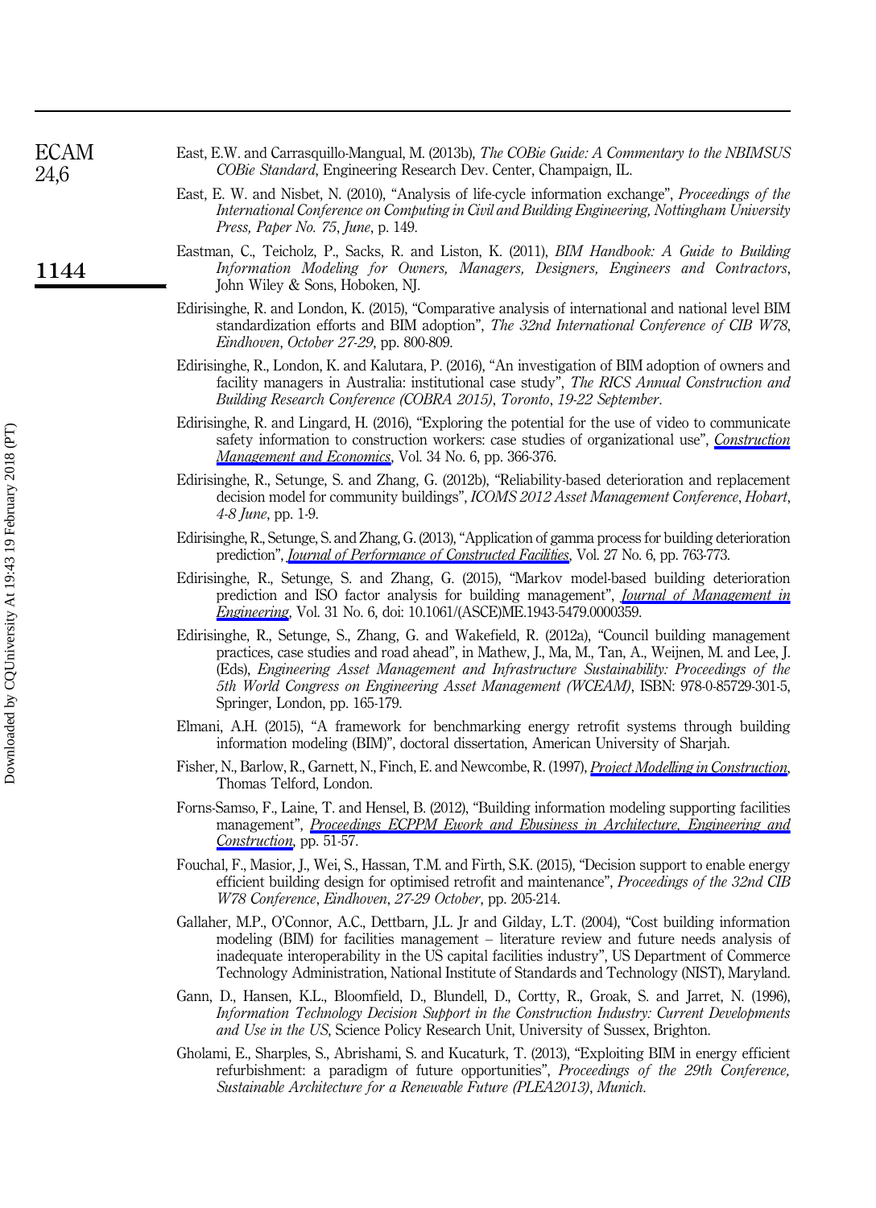East, E.W. and Carrasquillo-Mangual, M. (2013b), *The COBie Guide: A Commentary to the NBIMSUS COBie Standard*, Engineering Research Dev. Center, Champaign, IL.

East, E. W. and Nisbet, N. (2010), "Analysis of life-cycle information exchange", *Proceedings of the International Conference on Computing in Civil and Building Engineering, Nottingham University Press, Paper No. 75*, *June*, p. 149.

Eastman, C., Teicholz, P., Sacks, R. and Liston, K. (2011), *BIM Handbook: A Guide to Building Information Modeling for Owners, Managers, Designers, Engineers and Contractors*, John Wiley & Sons, Hoboken, NJ.

Edirisinghe, R. and London, K. (2015), "Comparative analysis of international and national level BIM standardization efforts and BIM adoption", *The 32nd International Conference of CIB W78*, *Eindhoven*, *October 27-29*, pp. 800-809.

Edirisinghe, R., London, K. and Kalutara, P. (2016), "An investigation of BIM adoption of owners and facility managers in Australia: institutional case study", *The RICS Annual Construction and Building Research Conference (COBRA 2015)*, *Toronto*, *19-22 September*.

Edirisinghe, R. and Lingard, H. (2016), "Exploring the potential for the use of video to communicate safety information to construction workers: case studies of organizational use", *Construction Management and Economics*, Vol. 34 No. 6, pp. 366-376.

Edirisinghe, R., Setunge, S. and Zhang, G. (2012b), "Reliability-based deterioration and replacement decision model for community buildings", *ICOMS 2012 Asset Management Conference*, *Hobart*, *4-8 June*, pp. 1-9.

Edirisinghe, R., Setunge, S. and Zhang, G. (2013), "Application of gamma process for building deterioration prediction", *Journal of Performance of Constructed Facilities*, Vol. 27 No. 6, pp. 763-773.

Edirisinghe, R., Setunge, S. and Zhang, G. (2015), "Markov model-based building deterioration prediction and ISO factor analysis for building management", *Journal of Management in Engineering*, Vol. 31 No. 6, doi: 10.1061/(ASCE)ME.1943-5479.0000359.

Edirisinghe, R., Setunge, S., Zhang, G. and Wakefield, R. (2012a), "Council building management practices, case studies and road ahead", in Mathew, J., Ma, M., Tan, A., Weijnen, M. and Lee, J. (Eds), *Engineering Asset Management and Infrastructure Sustainability: Proceedings of the 5th World Congress on Engineering Asset Management (WCEAM)*, ISBN: 978-0-85729-301-5, Springer, London, pp. 165-179.

Elmani, A.H. (2015), "A framework for benchmarking energy retrofit systems through building information modeling (BIM)", doctoral dissertation, American University of Sharjah.

Fisher, N., Barlow, R., Garnett, N., Finch, E. and Newcombe, R. (1997), *Project Modelling in Construction*, Thomas Telford, London.

Forns-Samso, F., Laine, T. and Hensel, B. (2012), "Building information modeling supporting facilities management", *Proceedings ECPPM Ework and Ebusiness in Architecture, Engineering and Construction*, pp. 51-57.

Fouchal, F., Masior, J., Wei, S., Hassan, T.M. and Firth, S.K. (2015), "Decision support to enable energy efficient building design for optimised retrofit and maintenance", *Proceedings of the 32nd CIB W78 Conference*, *Eindhoven*, *27-29 October*, pp. 205-214.

Gallaher, M.P., O'Connor, A.C., Dettbarn, J.L. Jr and Gilday, L.T. (2004), "Cost building information modeling (BIM) for facilities management – literature review and future needs analysis of inadequate interoperability in the US capital facilities industry", US Department of Commerce Technology Administration, National Institute of Standards and Technology (NIST), Maryland.

Gann, D., Hansen, K.L., Bloomfield, D., Blundell, D., Cortty, R., Groak, S. and Jarret, N. (1996), *Information Technology Decision Support in the Construction Industry: Current Developments and Use in the US*, Science Policy Research Unit, University of Sussex, Brighton.

Gholami, E., Sharples, S., Abrishami, S. and Kucaturk, T. (2013), "Exploiting BIM in energy efficient refurbishment: a paradigm of future opportunities", *Proceedings of the 29th Conference, Sustainable Architecture for a Renewable Future (PLEA2013)*, *Munich*.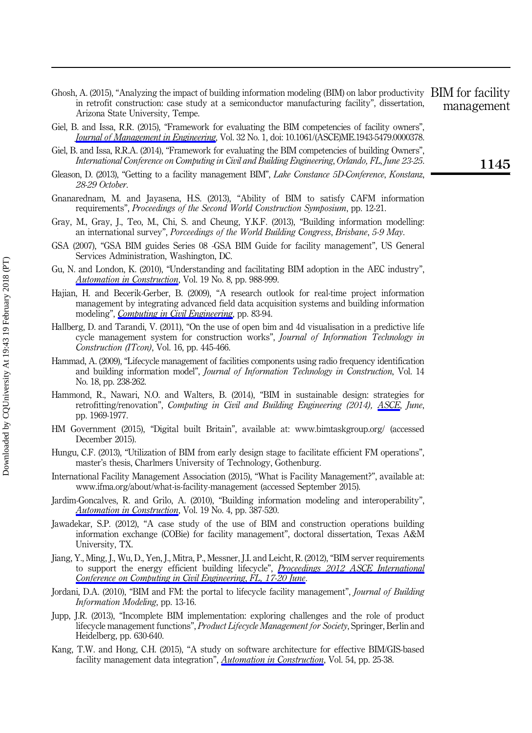Ghosh, A. (2015), "Analyzing the impact of building information modeling (BIM) on labor productivity in retrofit construction: case study at a semiconductor manufacturing facility", dissertation, Arizona State University, Tempe.

Giel, B. and Issa, R.R. (2015), "Framework for evaluating the BIM competencies of facility owners", *Journal of Management in Engineering*, Vol. 32 No. 1, doi: 10.1061/(ASCE)ME.1943-5479.0000378.

Giel, B. and Issa, R.R.A. (2014), "Framework for evaluating the BIM competencies of building Owners", *International Conference on Computing in Civil and Building Engineering, Orlando, FL, June 23-25*.

Gleason, D. (2013), "Getting to a facility management BIM", *Lake Constance 5D-Conference, Konstanz, 28-29 October*.

Gnanarednam, M. and Jayasena, H.S. (2013), "Ability of BIM to satisfy CAFM information requirements", *Proceedings of the Second World Construction Symposium*, pp. 12-21.

Gray, M., Gray, J., Teo, M., Chi, S. and Cheung, Y.K.F. (2013), "Building information modelling: an international survey", *Porceedings of the World Building Congress, Brisbane, 5-9 May*.

GSA (2007), "GSA BIM guides Series 08 -GSA BIM Guide for facility management", US General Services Administration, Washington, DC.

Gu, N. and London, K. (2010), "Understanding and facilitating BIM adoption in the AEC industry", *Automation in Construction*, Vol. 19 No. 8, pp. 988-999.

Hajian, H. and Becerik-Gerber, B. (2009), "A research outlook for real-time project information management by integrating advanced field data acquisition systems and building information modeling", *Computing in Civil Engineering*, pp. 83-94.

Hallberg, D. and Tarandi, V. (2011), "On the use of open bim and 4d visualisation in a predictive life cycle management system for construction works", *Journal of Information Technology in Construction (ITcon)*, Vol. 16, pp. 445-466.

Hammad, A. (2009), "Lifecycle management of facilities components using radio frequency identification and building information model", *Journal of Information Technology in Construction*, Vol. 14 No. 18, pp. 238-262.

Hammond, R., Nawari, N.O. and Walters, B. (2014), "BIM in sustainable design: strategies for retrofitting/renovation", *Computing in Civil and Building Engineering (2014), ASCE*, *June*, pp. 1969-1977.

HM Government (2015), "Digital built Britain", available at: www.bimtaskgroup.org/ (accessed December 2015).

Hungu, C.F. (2013), "Utilization of BIM from early design stage to facilitate efficient FM operations", master's thesis, Charlmers University of Technology, Gothenburg.

International Facility Management Association (2015), "What is Facility Management?", available at: www.ifma.org/about/what-is-facility-management (accessed September 2015).

Jardim-Goncalves, R. and Grilo, A. (2010), "Building information modeling and interoperability", *Automation in Construction*, Vol. 19 No. 4, pp. 387-520.

Jawadekar, S.P. (2012), "A case study of the use of BIM and construction operations building information exchange (COBie) for facility management", doctoral dissertation, Texas A&M University, TX.

Jiang, Y., Ming, J., Wu, D., Yen, J., Mitra, P., Messner, J.I. and Leicht, R. (2012), "BIM server requirements to support the energy efficient building lifecycle", *Proceedings 2012 ASCE International Conference on Computing in Civil Engineering, FL, 17-20 June*.

Jordani, D.A. (2010), "BIM and FM: the portal to lifecycle facility management", *Journal of Building Information Modeling*, pp. 13-16.

Jupp, J.R. (2013), "Incomplete BIM implementation: exploring challenges and the role of product lifecycle management functions", *Product Lifecycle Management for Society*, Springer, Berlin and Heidelberg, pp. 630-640.

Kang, T.W. and Hong, C.H. (2015), "A study on software architecture for effective BIM/GIS-based facility management data integration", *Automation in Construction*, Vol. 54, pp. 25-38.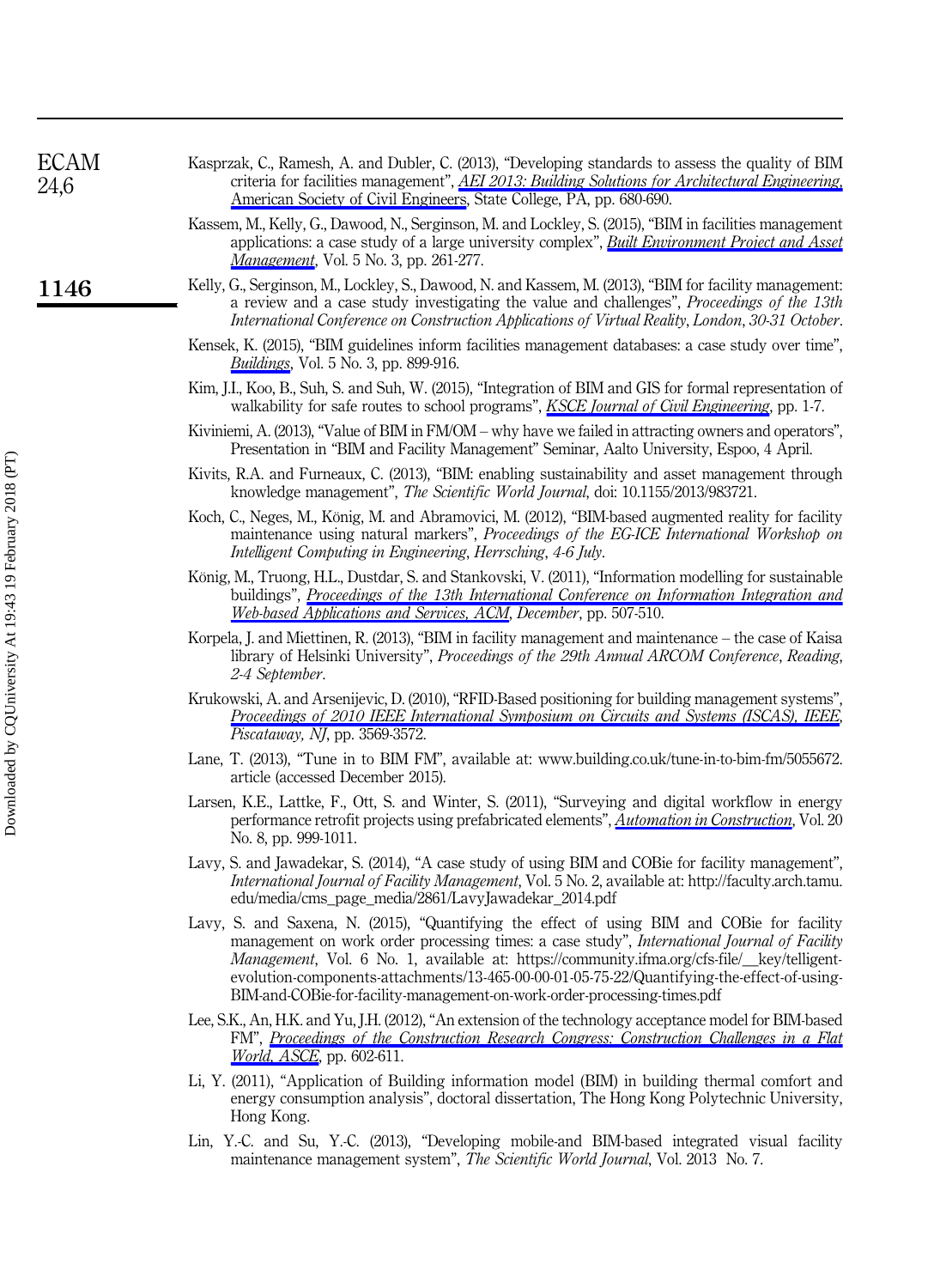Kasprzak, C., Ramesh, A. and Dubler, C. (2013), "Developing standards to assess the quality of BIM criteria for facilities management", *AEI 2013: Building Solutions for Architectural Engineering, American Society of Civil Engineers*, State College, PA, pp. 680-690.

Kassem, M., Kelly, G., Dawood, N., Serginson, M. and Lockley, S. (2015), "BIM in facilities management applications: a case study of a large university complex", *Built Environment Project and Asset Management*, Vol. 5 No. 3, pp. 261-277.

Kelly, G., Serginson, M., Lockley, S., Dawood, N. and Kassem, M. (2013), "BIM for facility management: a review and a case study investigating the value and challenges", *Proceedings of the 13th International Conference on Construction Applications of Virtual Reality*, *London*, *30-31 October*.

Kensek, K. (2015), "BIM guidelines inform facilities management databases: a case study over time", *Buildings*, Vol. 5 No. 3, pp. 899-916.

Kim, J.I., Koo, B., Suh, S. and Suh, W. (2015), "Integration of BIM and GIS for formal representation of walkability for safe routes to school programs", *KSCE Journal of Civil Engineering*, pp. 1-7.

Kiviniemi, A. (2013), "Value of BIM in FM/OM – why have we failed in attracting owners and operators", Presentation in "BIM and Facility Management" Seminar, Aalto University, Espoo, 4 April.

Kivits, R.A. and Furneaux, C. (2013), "BIM: enabling sustainability and asset management through knowledge management", *The Scientific World Journal*, doi: 10.1155/2013/983721.

Koch, C., Neges, M., König, M. and Abramovici, M. (2012), "BIM-based augmented reality for facility maintenance using natural markers", *Proceedings of the EG-ICE International Workshop on Intelligent Computing in Engineering*, *Herrsching*, *4-6 July*.

König, M., Truong, H.L., Dustdar, S. and Stankovski, V. (2011), "Information modelling for sustainable buildings", *Proceedings of the 13th International Conference on Information Integration and Web-based Applications and Services, ACM*, *December*, pp. 507-510.

Korpela, J. and Miettinen, R. (2013), "BIM in facility management and maintenance – the case of Kaisa library of Helsinki University", *Proceedings of the 29th Annual ARCOM Conference*, *Reading*, *2-4 September*.

Krukowski, A. and Arsenijevic, D. (2010), "RFID-Based positioning for building management systems", *Proceedings of 2010 IEEE International Symposium on Circuits and Systems (ISCAS), IEEE*, *Piscataway, NJ*, pp. 3569-3572.

Lane, T. (2013), "Tune in to BIM FM", available at: www.building.co.uk/tune-in-to-bim-fm/5055672.article (accessed December 2015).

Larsen, K.E., Lattke, F., Ott, S. and Winter, S. (2011), "Surveying and digital workflow in energy performance retrofit projects using prefabricated elements", *Automation in Construction*, Vol. 20 No. 8, pp. 999-1011.

Lavy, S. and Jawadekar, S. (2014), "A case study of using BIM and COBie for facility management", *International Journal of Facility Management*, Vol. 5 No. 2, available at: http://faculty.arch.tamu.edu/media/cms_page_media/2861/LavyJawadekar_2014.pdf

Lavy, S. and Saxena, N. (2015), "Quantifying the effect of using BIM and COBie for facility management on work order processing times: a case study", *International Journal of Facility Management*, Vol. 6 No. 1, available at: https://community.ifma.org/cfs-file/__key/telligent-evolution-components-attachments/13-465-00-00-01-05-75-22/Quantifying-the-effect-of-using-BIM-and-COBie-for-facility-management-on-work-order-processing-times.pdf

Lee, S.K., An, H.K. and Yu, J.H. (2012), "An extension of the technology acceptance model for BIM-based FM", *Proceedings of the Construction Research Congress: Construction Challenges in a Flat World, ASCE*, pp. 602-611.

Li, Y. (2011), "Application of Building information model (BIM) in building thermal comfort and energy consumption analysis", doctoral dissertation, The Hong Kong Polytechnic University, Hong Kong.

Lin, Y.-C. and Su, Y.-C. (2013), "Developing mobile-and BIM-based integrated visual facility maintenance management system", *The Scientific World Journal*, Vol. 2013 No. 7.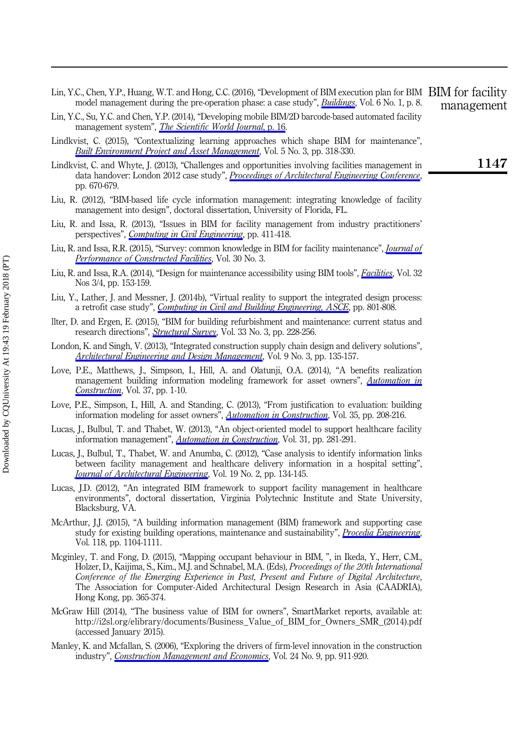Lin, Y.C., Chen, Y.P., Huang, W.T. and Hong, C.C. (2016), "Development of BIM execution plan for BIM model management during the pre-operation phase: a case study", *Buildings*, Vol. 6 No. 1, p. 8.

Lin, Y.C., Su, Y.C. and Chen, Y.P. (2014), "Developing mobile BIM/2D barcode-based automated facility management system", *The Scientific World Journal*, p. 16.

Lindkvist, C. (2015), "Contextualizing learning approaches which shape BIM for maintenance", *Built Environment Project and Asset Management*, Vol. 5 No. 3, pp. 318-330.

Lindkvist, C. and Whyte, J. (2013), "Challenges and opportunities involving facilities management in data handover: London 2012 case study", *Proceedings of Architectural Engineering Conference*, pp. 670-679.

Liu, R. (2012), "BIM-based life cycle information management: integrating knowledge of facility management into design", doctoral dissertation, University of Florida, FL.

Liu, R. and Issa, R. (2013), "Issues in BIM for facility management from industry practitioners' perspectives", *Computing in Civil Engineering*, pp. 411-418.

Liu, R. and Issa, R.R. (2015), "Survey: common knowledge in BIM for facility maintenance", *Journal of Performance of Constructed Facilities*, Vol. 30 No. 3.

Liu, R. and Issa, R.A. (2014), "Design for maintenance accessibility using BIM tools", *Facilities*, Vol. 32 Nos 3/4, pp. 153-159.

Liu, Y., Lather, J. and Messner, J. (2014b), "Virtual reality to support the integrated design process: a retrofit case study", *Computing in Civil and Building Engineering, ASCE*, pp. 801-808.

llter, D. and Ergen, E. (2015), "BIM for building refurbishment and maintenance: current status and research directions", *Structural Survey*, Vol. 33 No. 3, pp. 228-256.

London, K. and Singh, V. (2013), "Integrated construction supply chain design and delivery solutions", *Architectural Engineering and Design Management*, Vol. 9 No. 3, pp. 135-157.

Love, P.E., Matthews, J., Simpson, I., Hill, A. and Olatunji, O.A. (2014), "A benefits realization management building information modeling framework for asset owners", *Automation in Construction*, Vol. 37, pp. 1-10.

Love, P.E., Simpson, I., Hill, A. and Standing, C. (2013), "From justification to evaluation: building information modeling for asset owners", *Automation in Construction*, Vol. 35, pp. 208-216.

Lucas, J., Bulbul, T. and Thabet, W. (2013), "An object-oriented model to support healthcare facility information management", *Automation in Construction*, Vol. 31, pp. 281-291.

Lucas, J., Bulbul, T., Thabet, W. and Anumba, C. (2012), "Case analysis to identify information links between facility management and healthcare delivery information in a hospital setting", *Journal of Architectural Engineering*, Vol. 19 No. 2, pp. 134-145.

Lucas, J.D. (2012), "An integrated BIM framework to support facility management in healthcare environments", doctoral dissertation, Virginia Polytechnic Institute and State University, Blacksburg, VA.

McArthur, J.J. (2015), "A building information management (BIM) framework and supporting case study for existing building operations, maintenance and sustainability", *Procedia Engineering*, Vol. 118, pp. 1104-1111.

Mcginley, T. and Fong, D. (2015), "Mapping occupant behaviour in BIM, ", in Ikeda, Y., Herr, C.M., Holzer, D., Kaijima, S., Kim., M.J. and Schnabel, M.A. (Eds), *Proceedings of the 20th International Conference of the Emerging Experience in Past, Present and Future of Digital Architecture*, The Association for Computer-Aided Architectural Design Research in Asia (CAADRIA), Hong Kong, pp. 365-374.

McGraw Hill (2014), "The business value of BIM for owners", SmartMarket reports, available at: http://i2sl.org/elibrary/documents/Business_Value_of_BIM_for_Owners_SMR_(2014).pdf (accessed January 2015).

Manley, K. and Mcfallan, S. (2006), "Exploring the drivers of firm-level innovation in the construction industry", *Construction Management and Economics*, Vol. 24 No. 9, pp. 911-920.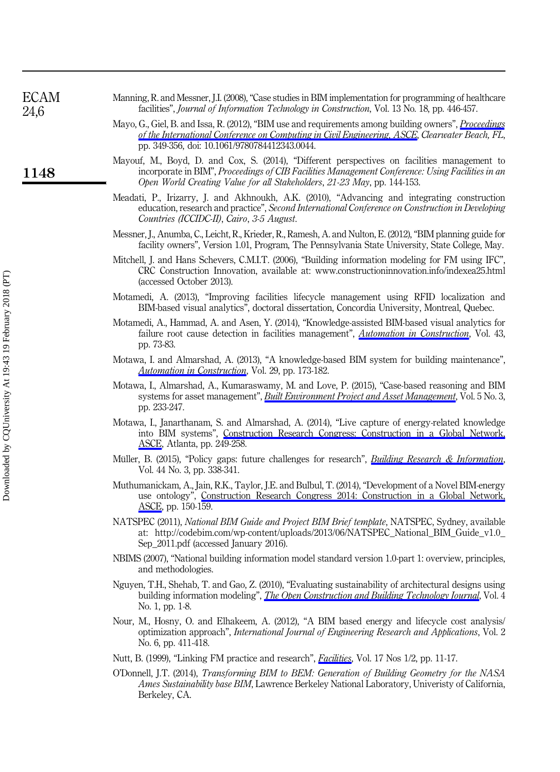Manning, R. and Messner, J.I. (2008), "Case studies in BIM implementation for programming of healthcare facilities", *Journal of Information Technology in Construction*, Vol. 13 No. 18, pp. 446-457.

Mayo, G., Giel, B. and Issa, R. (2012), "BIM use and requirements among building owners", *Proceedings of the International Conference on Computing in Civil Engineering, ASCE, Clearwater Beach, FL*, pp. 349-356, doi: 10.1061/9780784412343.0044.

Mayouf, M., Boyd, D. and Cox, S. (2014), "Different perspectives on facilities management to incorporate in BIM", *Proceedings of CIB Facilities Management Conference: Using Facilities in an Open World Creating Value for all Stakeholders, 21-23 May*, pp. 144-153.

Meadati, P., Irizarry, J. and Akhnoukh, A.K. (2010), "Advancing and integrating construction education, research and practice", *Second International Conference on Construction in Developing Countries (ICCIDC-II), Cairo, 3-5 August.*

Messner, J., Anumba, C., Leicht, R., Krieder, R., Ramesh, A. and Nulton, E. (2012), "BIM planning guide for facility owners", Version 1.01, Program, The Pennsylvania State University, State College, May.

Mitchell, J. and Hans Schevers, C.M.I.T. (2006), "Building information modeling for FM using IFC", CRC Construction Innovation, available at: www.constructioninnovation.info/indexea25.html (accessed October 2013).

Motamedi, A. (2013), "Improving facilities lifecycle management using RFID localization and BIM-based visual analytics", doctoral dissertation, Concordia University, Montreal, Quebec.

Motamedi, A., Hammad, A. and Asen, Y. (2014), "Knowledge-assisted BIM-based visual analytics for failure root cause detection in facilities management", *Automation in Construction*, Vol. 43, pp. 73-83.

Motawa, I. and Almarshad, A. (2013), "A knowledge-based BIM system for building maintenance", *Automation in Construction*, Vol. 29, pp. 173-182.

Motawa, I., Almarshad, A., Kumaraswamy, M. and Love, P. (2015), "Case-based reasoning and BIM systems for asset management", *Built Environment Project and Asset Management*, Vol. 5 No. 3, pp. 233-247.

Motawa, I., Janarthanam, S. and Almarshad, A. (2014), "Live capture of energy-related knowledge into BIM systems", Construction Research Congress: Construction in a Global Network, ASCE, Atlanta, pp. 249-258.

Müller, B. (2015), "Policy gaps: future challenges for research", *Building Research & Information*, Vol. 44 No. 3, pp. 338-341.

Muthumanickam, A., Jain, R.K., Taylor, J.E. and Bulbul, T. (2014), "Development of a Novel BIM-energy use ontology", Construction Research Congress 2014: Construction in a Global Network, ASCE, pp. 150-159.

NATSPEC (2011), *National BIM Guide and Project BIM Brief template*, NATSPEC, Sydney, available at: http://codebim.com/wp-content/uploads/2013/06/NATSPEC_National_BIM_Guide_v1.0_Sep_2011.pdf (accessed January 2016).

NBIMS (2007), "National building information model standard version 1.0-part 1: overview, principles, and methodologies.

Nguyen, T.H., Shehab, T. and Gao, Z. (2010), "Evaluating sustainability of architectural designs using building information modeling", *The Open Construction and Building Technology Journal*, Vol. 4 No. 1, pp. 1-8.

Nour, M., Hosny, O. and Elhakeem, A. (2012), "A BIM based energy and lifecycle cost analysis/optimization approach", *International Journal of Engineering Research and Applications*, Vol. 2 No. 6, pp. 411-418.

Nutt, B. (1999), "Linking FM practice and research", *Facilities*, Vol. 17 Nos 1/2, pp. 11-17.

O'Donnell, J.T. (2014), *Transforming BIM to BEM: Generation of Building Geometry for the NASA Ames Sustainability base BIM*, Lawrence Berkeley National Laboratory, Univeristy of California, Berkeley, CA.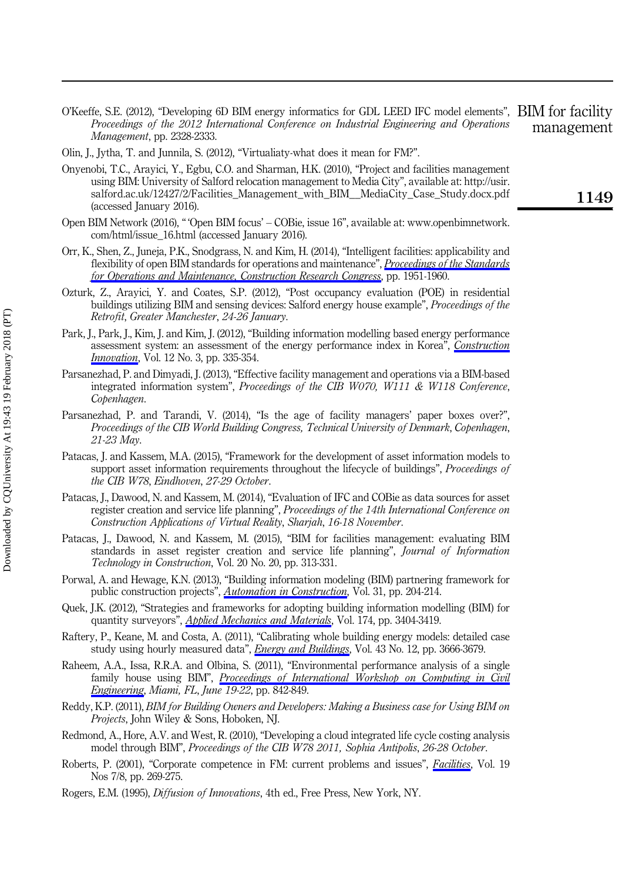O'Keeffe, S.E. (2012), "Developing 6D BIM energy informatics for GDL LEED IFC model elements", *Proceedings of the 2012 International Conference on Industrial Engineering and Operations Management*, pp. 2328-2333.

Olin, J., Jytha, T. and Junnila, S. (2012), "Virtualiaty-what does it mean for FM?".

Onyenobi, T.C., Arayici, Y., Egbu, C.O. and Sharman, H.K. (2010), "Project and facilities management using BIM: University of Salford relocation management to Media City", available at: http://usir.salford.ac.uk/12427/2/Facilities_Management_with_BIM__MediaCity_Case_Study.docx.pdf (accessed January 2016).

Open BIM Network (2016), " 'Open BIM focus' – COBie, issue 16", available at: www.openbimnetwork.com/html/issue_16.html (accessed January 2016).

Orr, K., Shen, Z., Juneja, P.K., Snodgrass, N. and Kim, H. (2014), "Intelligent facilities: applicability and flexibility of open BIM standards for operations and maintenance", *Proceedings of the Standards for Operations and Maintenance, Construction Research Congress*, pp. 1951-1960.

Ozturk, Z., Arayici, Y. and Coates, S.P. (2012), "Post occupancy evaluation (POE) in residential buildings utilizing BIM and sensing devices: Salford energy house example", *Proceedings of the Retrofit, Greater Manchester, 24-26 January*.

Park, J., Park, J., Kim, J. and Kim, J. (2012), "Building information modelling based energy performance assessment system: an assessment of the energy performance index in Korea", *Construction Innovation*, Vol. 12 No. 3, pp. 335-354.

Parsanezhad, P. and Dimyadi, J. (2013), "Effective facility management and operations via a BIM-based integrated information system", *Proceedings of the CIB W070, W111 & W118 Conference, Copenhagen*.

Parsanezhad, P. and Tarandi, V. (2014), "Is the age of facility managers' paper boxes over?", *Proceedings of the CIB World Building Congress, Technical University of Denmark*, *Copenhagen, 21-23 May*.

Patacas, J. and Kassem, M.A. (2015), "Framework for the development of asset information models to support asset information requirements throughout the lifecycle of buildings", *Proceedings of the CIB W78, Eindhoven, 27-29 October*.

Patacas, J., Dawood, N. and Kassem, M. (2014), "Evaluation of IFC and COBie as data sources for asset register creation and service life planning", *Proceedings of the 14th International Conference on Construction Applications of Virtual Reality, Sharjah, 16-18 November*.

Patacas, J., Dawood, N. and Kassem, M. (2015), "BIM for facilities management: evaluating BIM standards in asset register creation and service life planning", *Journal of Information Technology in Construction*, Vol. 20 No. 20, pp. 313-331.

Porwal, A. and Hewage, K.N. (2013), "Building information modeling (BIM) partnering framework for public construction projects", *Automation in Construction*, Vol. 31, pp. 204-214.

Quek, J.K. (2012), "Strategies and frameworks for adopting building information modelling (BIM) for quantity surveyors", *Applied Mechanics and Materials*, Vol. 174, pp. 3404-3419.

Raftery, P., Keane, M. and Costa, A. (2011), "Calibrating whole building energy models: detailed case study using hourly measured data", *Energy and Buildings*, Vol. 43 No. 12, pp. 3666-3679.

Raheem, A.A., Issa, R.R.A. and Olbina, S. (2011), "Environmental performance analysis of a single family house using BIM", *Proceedings of International Workshop on Computing in Civil Engineering*, *Miami, FL, June 19-22*, pp. 842-849.

Reddy, K.P. (2011), *BIM for Building Owners and Developers: Making a Business case for Using BIM on Projects*, John Wiley & Sons, Hoboken, NJ.

Redmond, A., Hore, A.V. and West, R. (2010), "Developing a cloud integrated life cycle costing analysis model through BIM", *Proceedings of the CIB W78 2011, Sophia Antipolis, 26-28 October*.

Roberts, P. (2001), "Corporate competence in FM: current problems and issues", *Facilities*, Vol. 19 Nos 7/8, pp. 269-275.

Rogers, E.M. (1995), *Diffusion of Innovations*, 4th ed., Free Press, New York, NY.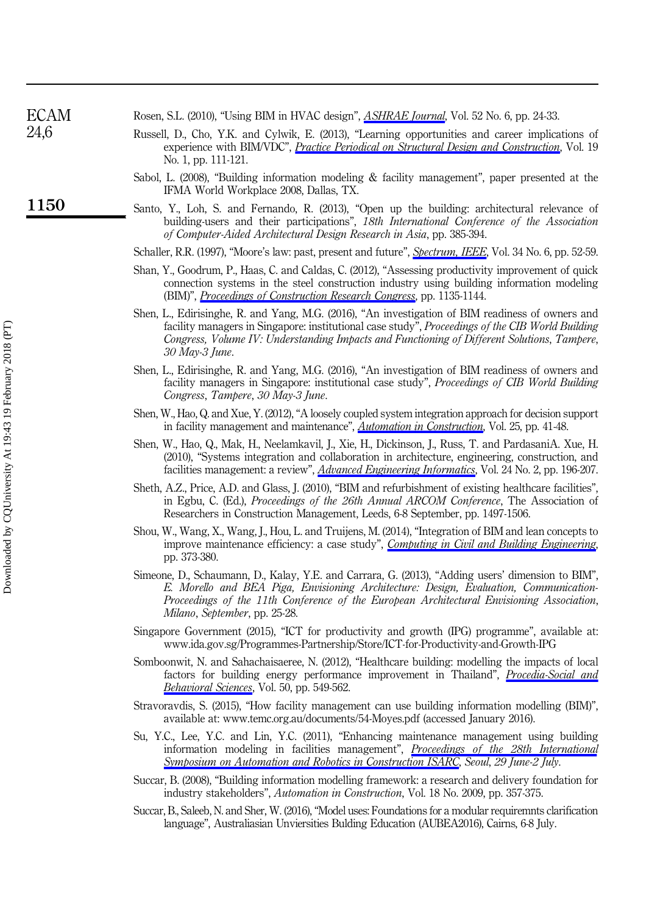Rosen, S.L. (2010), "Using BIM in HVAC design", *ASHRAE Journal*, Vol. 52 No. 6, pp. 24-33.

Russell, D., Cho, Y.K. and Cylwik, E. (2013), "Learning opportunities and career implications of experience with BIM/VDC", *Practice Periodical on Structural Design and Construction*, Vol. 19 No. 1, pp. 111-121.

Sabol, L. (2008), "Building information modeling & facility management", paper presented at the IFMA World Workplace 2008, Dallas, TX.

Santo, Y., Loh, S. and Fernando, R. (2013), "Open up the building: architectural relevance of building-users and their participations", *18th International Conference of the Association of Computer-Aided Architectural Design Research in Asia*, pp. 385-394.

Schaller, R.R. (1997), "Moore's law: past, present and future", *Spectrum, IEEE*, Vol. 34 No. 6, pp. 52-59.

Shan, Y., Goodrum, P., Haas, C. and Caldas, C. (2012), "Assessing productivity improvement of quick connection systems in the steel construction industry using building information modeling (BIM)", *Proceedings of Construction Research Congress*, pp. 1135-1144.

Shen, L., Edirisinghe, R. and Yang, M.G. (2016), "An investigation of BIM readiness of owners and facility managers in Singapore: institutional case study", *Proceedings of the CIB World Building Congress, Volume IV: Understanding Impacts and Functioning of Different Solutions*, *Tampere, 30 May-3 June*.

Shen, L., Edirisinghe, R. and Yang, M.G. (2016), "An investigation of BIM readiness of owners and facility managers in Singapore: institutional case study", *Proceedings of CIB World Building Congress*, *Tampere, 30 May-3 June*.

Shen, W., Hao, Q. and Xue, Y. (2012), "A loosely coupled system integration approach for decision support in facility management and maintenance", *Automation in Construction*, Vol. 25, pp. 41-48.

Shen, W., Hao, Q., Mak, H., Neelamkavil, J., Xie, H., Dickinson, J., Russ, T. and PardasaniA. Xue, H. (2010), "Systems integration and collaboration in architecture, engineering, construction, and facilities management: a review", *Advanced Engineering Informatics*, Vol. 24 No. 2, pp. 196-207.

Sheth, A.Z., Price, A.D. and Glass, J. (2010), "BIM and refurbishment of existing healthcare facilities", in Egbu, C. (Ed.), *Proceedings of the 26th Annual ARCOM Conference*, The Association of Researchers in Construction Management, Leeds, 6-8 September, pp. 1497-1506.

Shou, W., Wang, X., Wang, J., Hou, L. and Truijens, M. (2014), "Integration of BIM and lean concepts to improve maintenance efficiency: a case study", *Computing in Civil and Building Engineering*, pp. 373-380.

Simeone, D., Schaumann, D., Kalay, Y.E. and Carrara, G. (2013), "Adding users' dimension to BIM", *E. Morello and BEA Piga, Envisioning Architecture: Design, Evaluation, Communication-Proceedings of the 11th Conference of the European Architectural Envisioning Association*, *Milano*, *September*, pp. 25-28.

Singapore Government (2015), "ICT for productivity and growth (IPG) programme", available at: www.ida.gov.sg/Programmes-Partnership/Store/ICT-for-Productivity-and-Growth-IPG

Somboonwit, N. and Sahachaisaeree, N. (2012), "Healthcare building: modelling the impacts of local factors for building energy performance improvement in Thailand", *Procedia-Social and Behavioral Sciences*, Vol. 50, pp. 549-562.

Stravoravdis, S. (2015), "How facility management can use building information modelling (BIM)", available at: www.temc.org.au/documents/54-Moyes.pdf (accessed January 2016).

Su, Y.C., Lee, Y.C. and Lin, Y.C. (2011), "Enhancing maintenance management using building information modeling in facilities management", *Proceedings of the 28th International Symposium on Automation and Robotics in Construction ISARC*, *Seoul, 29 June-2 July*.

Succar, B. (2008), "Building information modelling framework: a research and delivery foundation for industry stakeholders", *Automation in Construction*, Vol. 18 No. 2009, pp. 357-375.

Succar, B., Saleeb, N. and Sher, W. (2016), "Model uses: Foundations for a modular requiremnts clarification language", Australiasian Unviersities Bulding Education (AUBEA2016), Cairns, 6-8 July.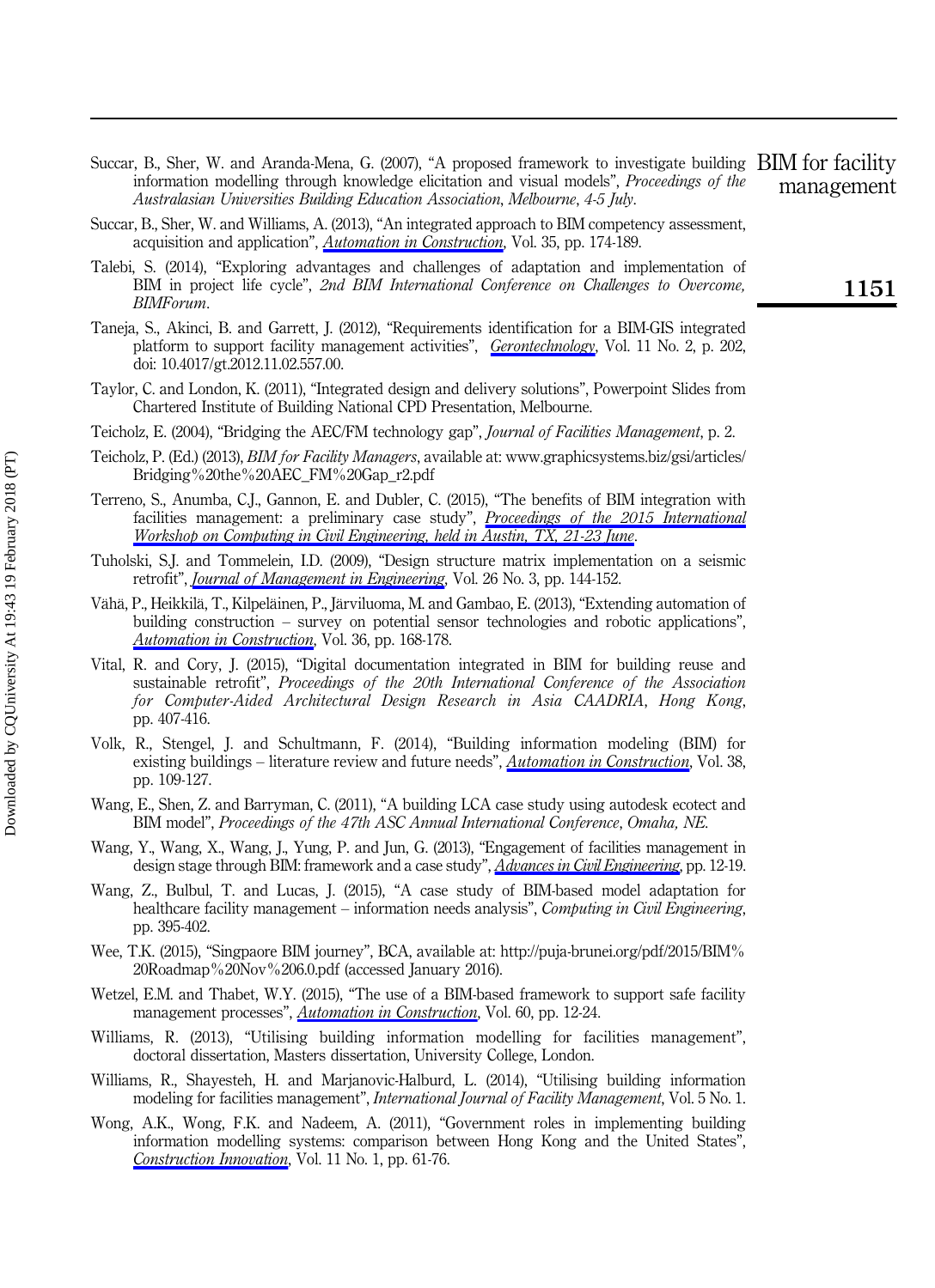Succar, B., Sher, W. and Aranda-Mena, G. (2007), "A proposed framework to investigate building information modelling through knowledge elicitation and visual models", *Proceedings of the Australasian Universities Building Education Association, Melbourne, 4-5 July*.

Succar, B., Sher, W. and Williams, A. (2013), "An integrated approach to BIM competency assessment, acquisition and application", *Automation in Construction*, Vol. 35, pp. 174-189.

Talebi, S. (2014), "Exploring advantages and challenges of adaptation and implementation of BIM in project life cycle", *2nd BIM International Conference on Challenges to Overcome, BIMForum*.

Taneja, S., Akinci, B. and Garrett, J. (2012), "Requirements identification for a BIM-GIS integrated platform to support facility management activities", *Gerontechnology*, Vol. 11 No. 2, p. 202, doi: 10.4017/gt.2012.11.02.557.00.

Taylor, C. and London, K. (2011), "Integrated design and delivery solutions", Powerpoint Slides from Chartered Institute of Building National CPD Presentation, Melbourne.

Teicholz, E. (2004), "Bridging the AEC/FM technology gap", *Journal of Facilities Management*, p. 2.

Teicholz, P. (Ed.) (2013), *BIM for Facility Managers*, available at: www.graphicsystems.biz/gsi/articles/Bridging%20the%20AEC_FM%20Gap_r2.pdf

Terreno, S., Anumba, C.J., Gannon, E. and Dubler, C. (2015), "The benefits of BIM integration with facilities management: a preliminary case study", *Proceedings of the 2015 International Workshop on Computing in Civil Engineering, held in Austin, TX, 21-23 June*.

Tuholski, S.J. and Tommelein, I.D. (2009), "Design structure matrix implementation on a seismic retrofit", *Journal of Management in Engineering*, Vol. 26 No. 3, pp. 144-152.

Vähä, P., Heikkilä, T., Kilpeläinen, P., Järviluoma, M. and Gambao, E. (2013), "Extending automation of building construction – survey on potential sensor technologies and robotic applications", *Automation in Construction*, Vol. 36, pp. 168-178.

Vital, R. and Cory, J. (2015), "Digital documentation integrated in BIM for building reuse and sustainable retrofit", *Proceedings of the 20th International Conference of the Association for Computer-Aided Architectural Design Research in Asia CAADRIA, Hong Kong*, pp. 407-416.

Volk, R., Stengel, J. and Schultmann, F. (2014), "Building information modeling (BIM) for existing buildings – literature review and future needs", *Automation in Construction*, Vol. 38, pp. 109-127.

Wang, E., Shen, Z. and Barryman, C. (2011), "A building LCA case study using autodesk ecotect and BIM model", *Proceedings of the 47th ASC Annual International Conference, Omaha, NE.*

Wang, Y., Wang, X., Wang, J., Yung, P. and Jun, G. (2013), "Engagement of facilities management in design stage through BIM: framework and a case study", *Advances in Civil Engineering*, pp. 12-19.

Wang, Z., Bulbul, T. and Lucas, J. (2015), "A case study of BIM-based model adaptation for healthcare facility management – information needs analysis", *Computing in Civil Engineering*, pp. 395-402.

Wee, T.K. (2015), "Singpaore BIM journey", BCA, available at: http://puja-brunei.org/pdf/2015/BIM%20Roadmap%20Nov%206.0.pdf (accessed January 2016).

Wetzel, E.M. and Thabet, W.Y. (2015), "The use of a BIM-based framework to support safe facility management processes", *Automation in Construction*, Vol. 60, pp. 12-24.

Williams, R. (2013), "Utilising building information modelling for facilities management", doctoral dissertation, Masters dissertation, University College, London.

Williams, R., Shayesteh, H. and Marjanovic-Halburd, L. (2014), "Utilising building information modeling for facilities management", *International Journal of Facility Management*, Vol. 5 No. 1.

Wong, A.K., Wong, F.K. and Nadeem, A. (2011), "Government roles in implementing building information modelling systems: comparison between Hong Kong and the United States", *Construction Innovation*, Vol. 11 No. 1, pp. 61-76.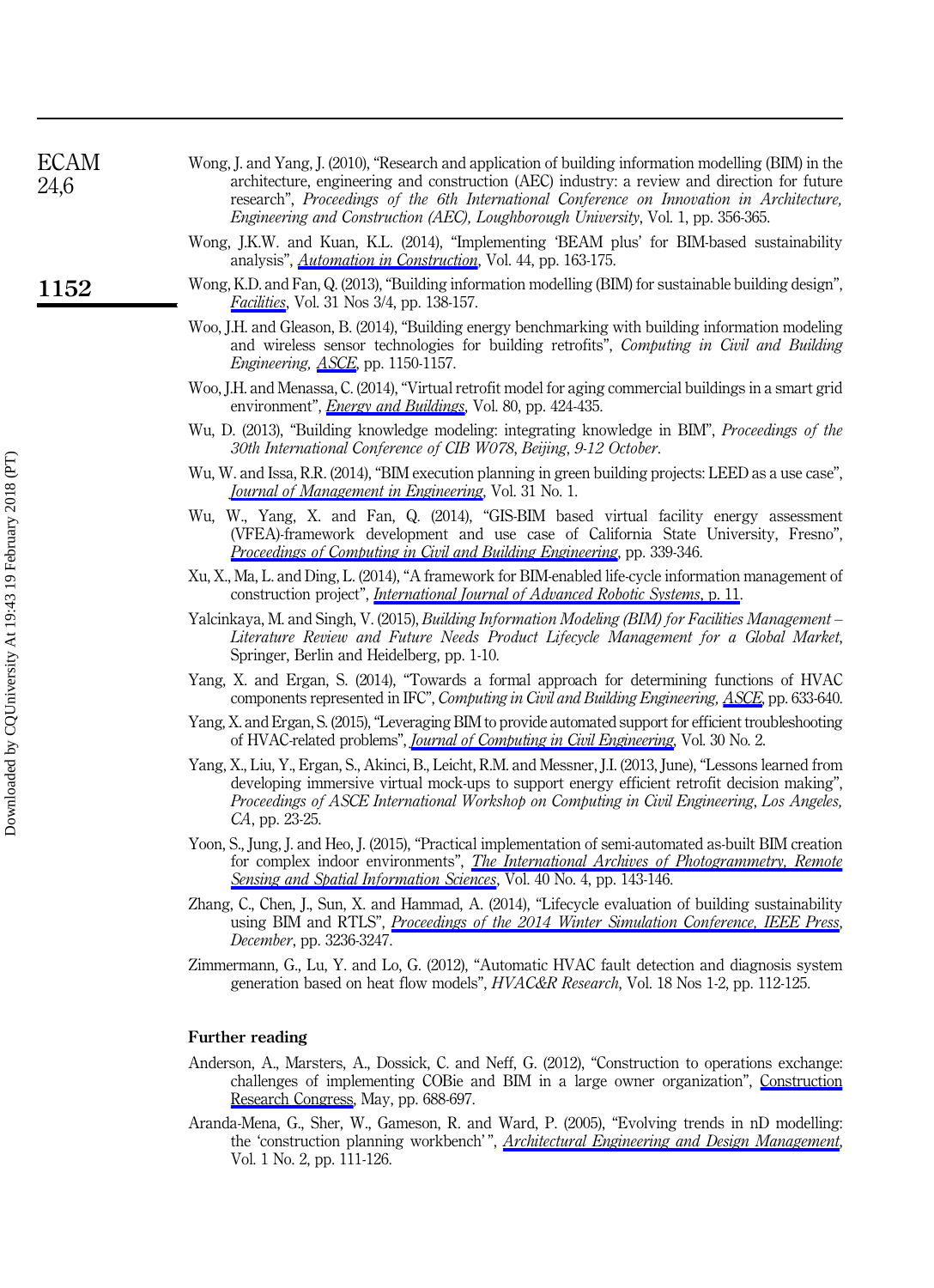Wong, J. and Yang, J. (2010), "Research and application of building information modelling (BIM) in the architecture, engineering and construction (AEC) industry: a review and direction for future research", *Proceedings of the 6th International Conference on Innovation in Architecture, Engineering and Construction (AEC), Loughborough University*, Vol. 1, pp. 356-365.

Wong, J.K.W. and Kuan, K.L. (2014), "Implementing 'BEAM plus' for BIM-based sustainability analysis", *Automation in Construction*, Vol. 44, pp. 163-175.

Wong, K.D. and Fan, Q. (2013), "Building information modelling (BIM) for sustainable building design", *Facilities*, Vol. 31 Nos 3/4, pp. 138-157.

Woo, J.H. and Gleason, B. (2014), "Building energy benchmarking with building information modeling and wireless sensor technologies for building retrofits", *Computing in Civil and Building Engineering, ASCE*, pp. 1150-1157.

Woo, J.H. and Menassa, C. (2014), "Virtual retrofit model for aging commercial buildings in a smart grid environment", *Energy and Buildings*, Vol. 80, pp. 424-435.

Wu, D. (2013), "Building knowledge modeling: integrating knowledge in BIM", *Proceedings of the 30th International Conference of CIB W078, Beijing, 9-12 October*.

Wu, W. and Issa, R.R. (2014), "BIM execution planning in green building projects: LEED as a use case", *Journal of Management in Engineering*, Vol. 31 No. 1.

Wu, W., Yang, X. and Fan, Q. (2014), "GIS-BIM based virtual facility energy assessment (VFEA)-framework development and use case of California State University, Fresno", *Proceedings of Computing in Civil and Building Engineering*, pp. 339-346.

Xu, X., Ma, L. and Ding, L. (2014), "A framework for BIM-enabled life-cycle information management of construction project", *International Journal of Advanced Robotic Systems*, p. 11.

Yalcinkaya, M. and Singh, V. (2015), *Building Information Modeling (BIM) for Facilities Management – Literature Review and Future Needs Product Lifecycle Management for a Global Market*, Springer, Berlin and Heidelberg, pp. 1-10.

Yang, X. and Ergan, S. (2014), "Towards a formal approach for determining functions of HVAC components represented in IFC", *Computing in Civil and Building Engineering, ASCE*, pp. 633-640.

Yang, X. and Ergan, S. (2015), "Leveraging BIM to provide automated support for efficient troubleshooting of HVAC-related problems", *Journal of Computing in Civil Engineering*, Vol. 30 No. 2.

Yang, X., Liu, Y., Ergan, S., Akinci, B., Leicht, R.M. and Messner, J.I. (2013, June), "Lessons learned from developing immersive virtual mock-ups to support energy efficient retrofit decision making", *Proceedings of ASCE International Workshop on Computing in Civil Engineering*, *Los Angeles, CA*, pp. 23-25.

Yoon, S., Jung, J. and Heo, J. (2015), "Practical implementation of semi-automated as-built BIM creation for complex indoor environments", *The International Archives of Photogrammetry, Remote Sensing and Spatial Information Sciences*, Vol. 40 No. 4, pp. 143-146.

Zhang, C., Chen, J., Sun, X. and Hammad, A. (2014), "Lifecycle evaluation of building sustainability using BIM and RTLS", *Proceedings of the 2014 Winter Simulation Conference, IEEE Press, December*, pp. 3236-3247.

Zimmermann, G., Lu, Y. and Lo, G. (2012), "Automatic HVAC fault detection and diagnosis system generation based on heat flow models", *HVAC&R Research*, Vol. 18 Nos 1-2, pp. 112-125.

## Further reading

Anderson, A., Marsters, A., Dossick, C. and Neff, G. (2012), "Construction to operations exchange: challenges of implementing COBie and BIM in a large owner organization", Construction Research Congress, May, pp. 688-697.

Aranda-Mena, G., Sher, W., Gameson, R. and Ward, P. (2005), "Evolving trends in nD modelling: the 'construction planning workbench' ", *Architectural Engineering and Design Management*, Vol. 1 No. 2, pp. 111-126.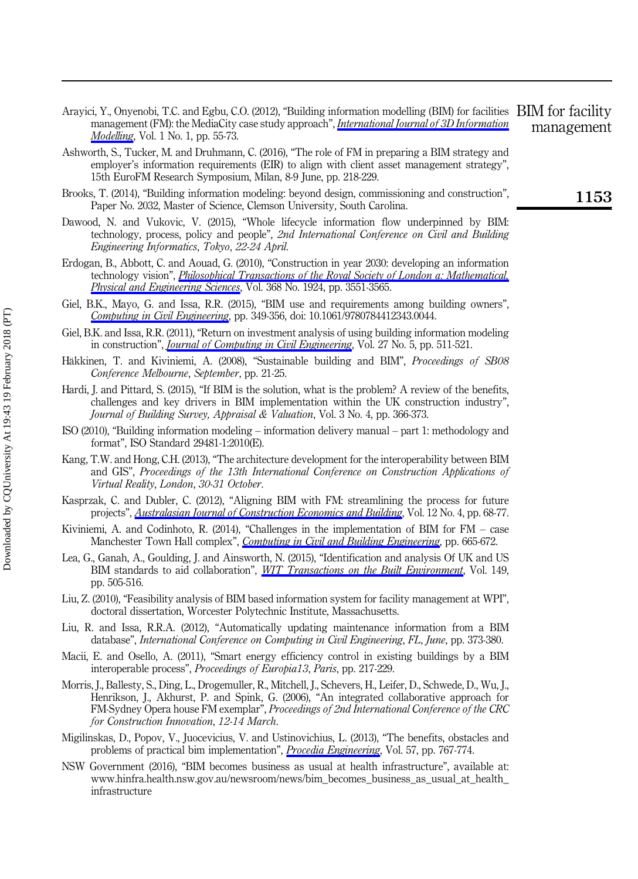Arayici, Y., Onyenobi, T.C. and Egbu, C.O. (2012), "Building information modelling (BIM) for facilities management (FM): the MediaCity case study approach", *International Journal of 3D Information Modelling*, Vol. 1 No. 1, pp. 55-73.

Ashworth, S., Tucker, M. and Druhmann, C. (2016), "The role of FM in preparing a BIM strategy and employer's information requirements (EIR) to align with client asset management strategy", 15th EuroFM Research Symposium, Milan, 8-9 June, pp. 218-229.

Brooks, T. (2014), "Building information modeling: beyond design, commissioning and construction", Paper No. 2032, Master of Science, Clemson University, South Carolina.

Dawood, N. and Vukovic, V. (2015), "Whole lifecycle information flow underpinned by BIM: technology, process, policy and people", *2nd International Conference on Civil and Building Engineering Informatics*, *Tokyo*, *22-24 April*.

Erdogan, B., Abbott, C. and Aouad, G. (2010), "Construction in year 2030: developing an information technology vision", *Philosophical Transactions of the Royal Society of London a: Mathematical, Physical and Engineering Sciences*, Vol. 368 No. 1924, pp. 3551-3565.

Giel, B.K., Mayo, G. and Issa, R.R. (2015), "BIM use and requirements among building owners", *Computing in Civil Engineering*, pp. 349-356, doi: 10.1061/9780784412343.0044.

Giel, B.K. and Issa, R.R. (2011), "Return on investment analysis of using building information modeling in construction", *Journal of Computing in Civil Engineering*, Vol. 27 No. 5, pp. 511-521.

Häkkinen, T. and Kiviniemi, A. (2008), "Sustainable building and BIM", *Proceedings of SB08 Conference Melbourne*, *September*, pp. 21-25.

Hardi, J. and Pittard, S. (2015), "If BIM is the solution, what is the problem? A review of the benefits, challenges and key drivers in BIM implementation within the UK construction industry", *Journal of Building Survey, Appraisal & Valuation*, Vol. 3 No. 4, pp. 366-373.

ISO (2010), "Building information modeling – information delivery manual – part 1: methodology and format", ISO Standard 29481-1:2010(E).

Kang, T.W. and Hong, C.H. (2013), "The architecture development for the interoperability between BIM and GIS", *Proceedings of the 13th International Conference on Construction Applications of Virtual Reality*, *London*, *30-31 October*.

Kasprzak, C. and Dubler, C. (2012), "Aligning BIM with FM: streamlining the process for future projects", *Australasian Journal of Construction Economics and Building*, Vol. 12 No. 4, pp. 68-77.

Kiviniemi, A. and Codinhoto, R. (2014), "Challenges in the implementation of BIM for FM – case Manchester Town Hall complex", *Computing in Civil and Building Engineering*, pp. 665-672.

Lea, G., Ganah, A., Goulding, J. and Ainsworth, N. (2015), "Identification and analysis Of UK and US BIM standards to aid collaboration", *WIT Transactions on the Built Environment*, Vol. 149, pp. 505-516.

Liu, Z. (2010), "Feasibility analysis of BIM based information system for facility management at WPI", doctoral dissertation, Worcester Polytechnic Institute, Massachusetts.

Liu, R. and Issa, R.R.A. (2012), "Automatically updating maintenance information from a BIM database", *International Conference on Computing in Civil Engineering*, *FL*, *June*, pp. 373-380.

Macii, E. and Osello, A. (2011), "Smart energy efficiency control in existing buildings by a BIM interoperable process", *Proceedings of Europia13*, *Paris*, pp. 217-229.

Morris, J., Ballesty, S., Ding, L., Drogemuller, R., Mitchell, J., Schevers, H., Leifer, D., Schwede, D., Wu, J., Henrikson, J., Akhurst, P. and Spink, G. (2006), "An integrated collaborative approach for FM-Sydney Opera house FM exemplar", *Proceedings of 2nd International Conference of the CRC for Construction Innovation*, *12-14 March*.

Migilinskas, D., Popov, V., Juocevicius, V. and Ustinovichius, L. (2013), "The benefits, obstacles and problems of practical bim implementation", *Procedia Engineering*, Vol. 57, pp. 767-774.

NSW Government (2016), "BIM becomes business as usual at health infrastructure", available at: www.hinfra.health.nsw.gov.au/newsroom/news/bim_becomes_business_as_usual_at_health_infrastructure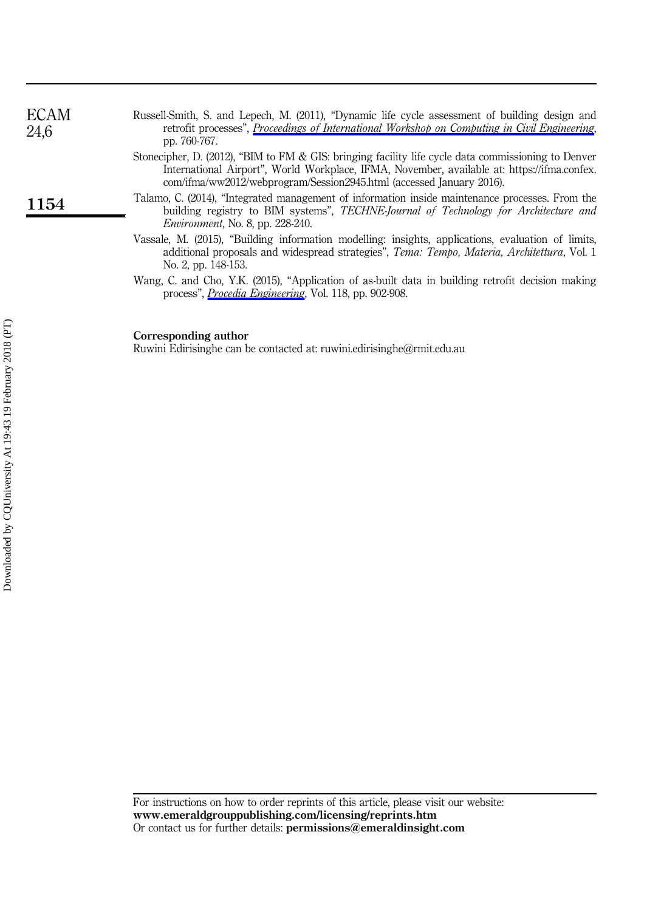Russell-Smith, S. and Lepech, M. (2011), "Dynamic life cycle assessment of building design and retrofit processes", *Proceedings of International Workshop on Computing in Civil Engineering*, pp. 760-767.

Stonecipher, D. (2012), "BIM to FM & GIS: bringing facility life cycle data commissioning to Denver International Airport", World Workplace, IFMA, November, available at: https://ifma.confex.com/ifma/ww2012/webprogram/Session2945.html (accessed January 2016).

Talamo, C. (2014), "Integrated management of information inside maintenance processes. From the building registry to BIM systems", *TECHNE-Journal of Technology for Architecture and Environment*, No. 8, pp. 228-240.

Vassale, M. (2015), "Building information modelling: insights, applications, evaluation of limits, additional proposals and widespread strategies", *Tema: Tempo, Materia, Architettura*, Vol. 1 No. 2, pp. 148-153.

Wang, C. and Cho, Y.K. (2015), "Application of as-built data in building retrofit decision making process", *Procedia Engineering*, Vol. 118, pp. 902-908.

**Corresponding author**

Ruwini Edirisinghe can be contacted at: ruwini.edirisinghe@rmit.edu.au

For instructions on how to order reprints of this article, please visit our website:
**www.emeraldgrouppublishing.com/licensing/reprints.htm**
Or contact us for further details: **permissions@emeraldinsight.com**